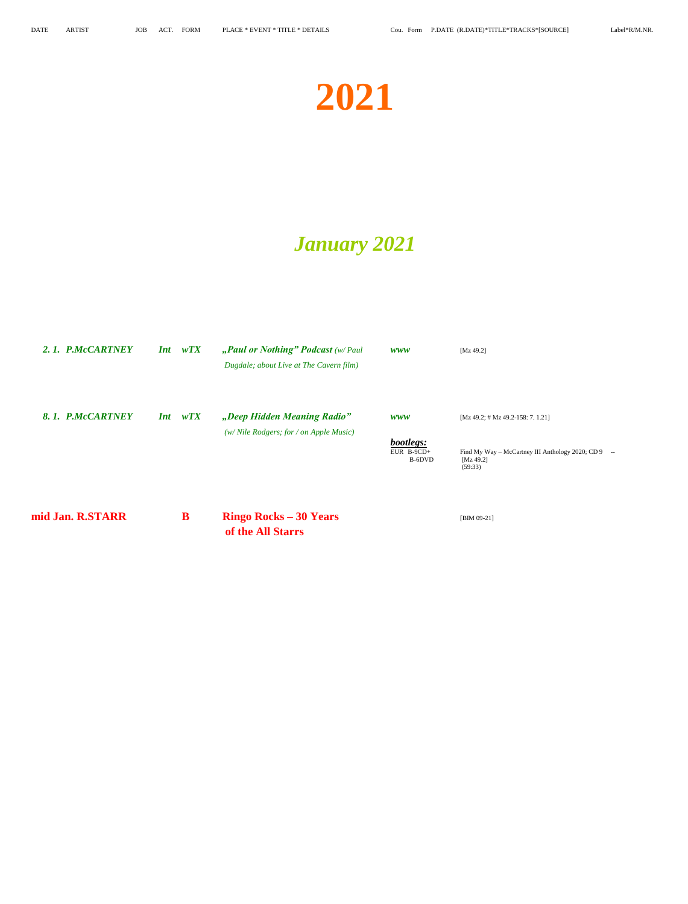| DATE | ARTIST | JOB | ACT. | FORM | PLACE * EVENT * TITLE * DETAILS | Cou. | Form | P.DATE (R.DATE)*TITLE*TRACKS*[SOURCE] | Label*R/M.NR. |
|---|---|---|---|---|---|---|---|---|---|

# 2021

## *January 2021*

| DATE | ARTIST | JOB | ACT. | FORM | PLACE * EVENT * TITLE * DETAILS | Cou. | Form | P.DATE (R.DATE)*TITLE*TRACKS*[SOURCE] | Label*R/M.NR. |
|---|---|---|---|---|---|---|---|---|---|
| ***2. 1.*** | ***P.McCARTNEY*** | ***Int*** | ***wTX*** | | ***„Paul or Nothing" Podcast*** *(w/ Paul Dugdale; about Live at The Cavern film)* | ***www*** | | [Mz 49.2] | |
| ***8. 1.*** | ***P.McCARTNEY*** | ***Int*** | ***wTX*** | | ***„Deep Hidden Meaning Radio"*** *(w/ Nile Rodgers; for / on Apple Music)* | ***www*** | | [Mz 49.2; # Mz 49.2-158: 7. 1.21] | |
| | | | | | | ***bootlegs:*** | | | |
| | | | | | | EUR | B-9CD+ B-6DVD | Find My Way – McCartney III Anthology 2020; CD 9 [Mz 49.2] (59:33) | -- |
| **mid Jan.** | **R.STARR** | | | **B** | **Ringo Rocks – 30 Years of the All Starrs** | | | [BIM 09-21] | |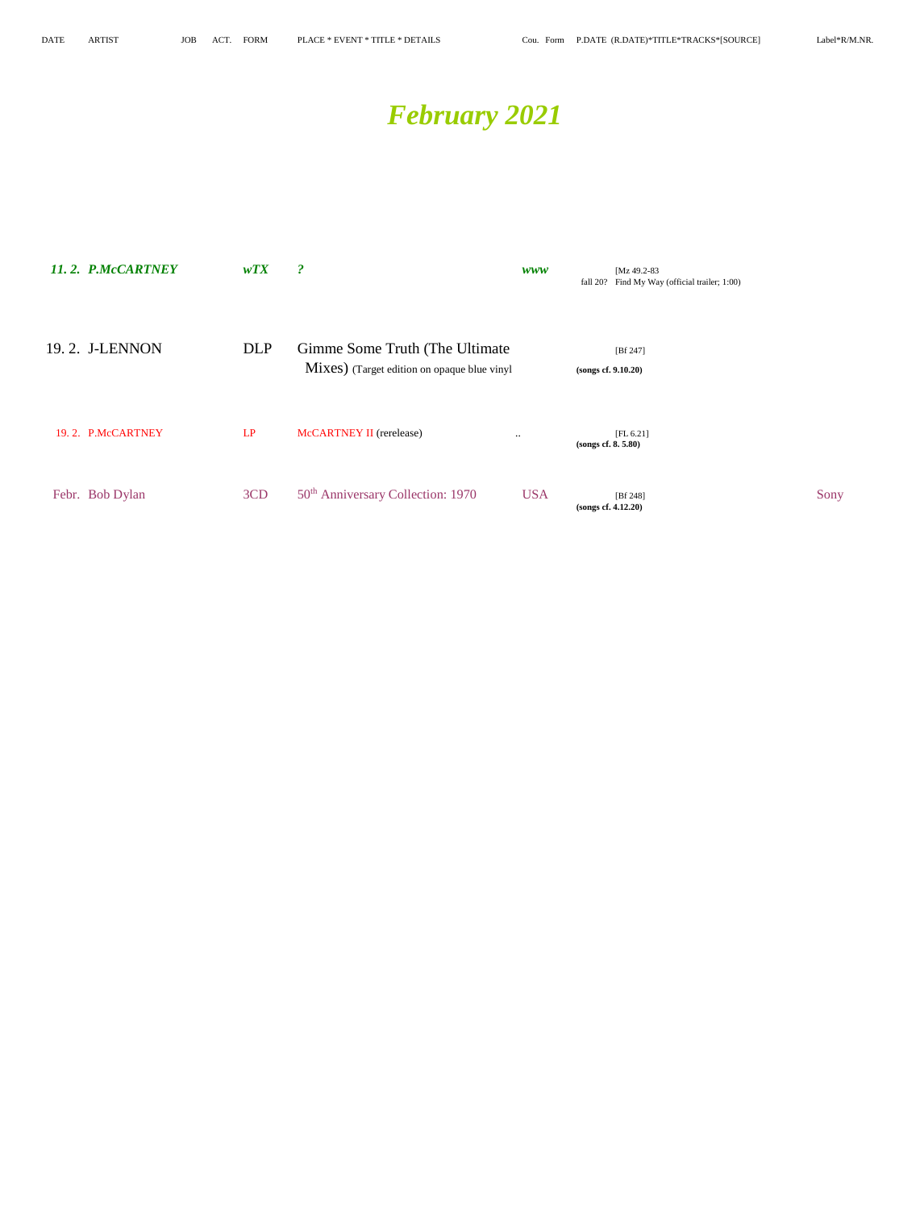| DATE | ARTIST | JOB | ACT. | FORM | PLACE * EVENT * TITLE * DETAILS | Cou. | Form | P.DATE (R.DATE)*TITLE*TRACKS*[SOURCE] | Label*R/M.NR. |
|---|---|---|---|---|---|---|---|---|---|

# *February 2021*

| DATE | ARTIST | JOB | ACT. | FORM | PLACE * EVENT * TITLE * DETAILS | Cou. | Form | P.DATE (R.DATE)*TITLE*TRACKS*[SOURCE] | Label*R/M.NR. |
|---|---|---|---|---|---|---|---|---|---|
| ***11. 2.*** | ***P.McCARTNEY*** | | | ***wTX*** | ***?*** | ***www*** | | [Mz 49.2-83 fall 20? Find My Way (official trailer; 1:00) | |
| 19. 2. | J-LENNON | | | DLP | Gimme Some Truth (The Ultimate Mixes) (Target edition on opaque blue vinyl | | | [Bf 247] **(songs cf. 9.10.20)** | |
| 19. 2. | P.McCARTNEY | | | LP | McCARTNEY II (rerelease) | .. | | [FL 6.21] **(songs cf. 8. 5.80)** | |
| Febr. | Bob Dylan | | | 3CD | 50th Anniversary Collection: 1970 | USA | | [Bf 248] **(songs cf. 4.12.20)** | Sony |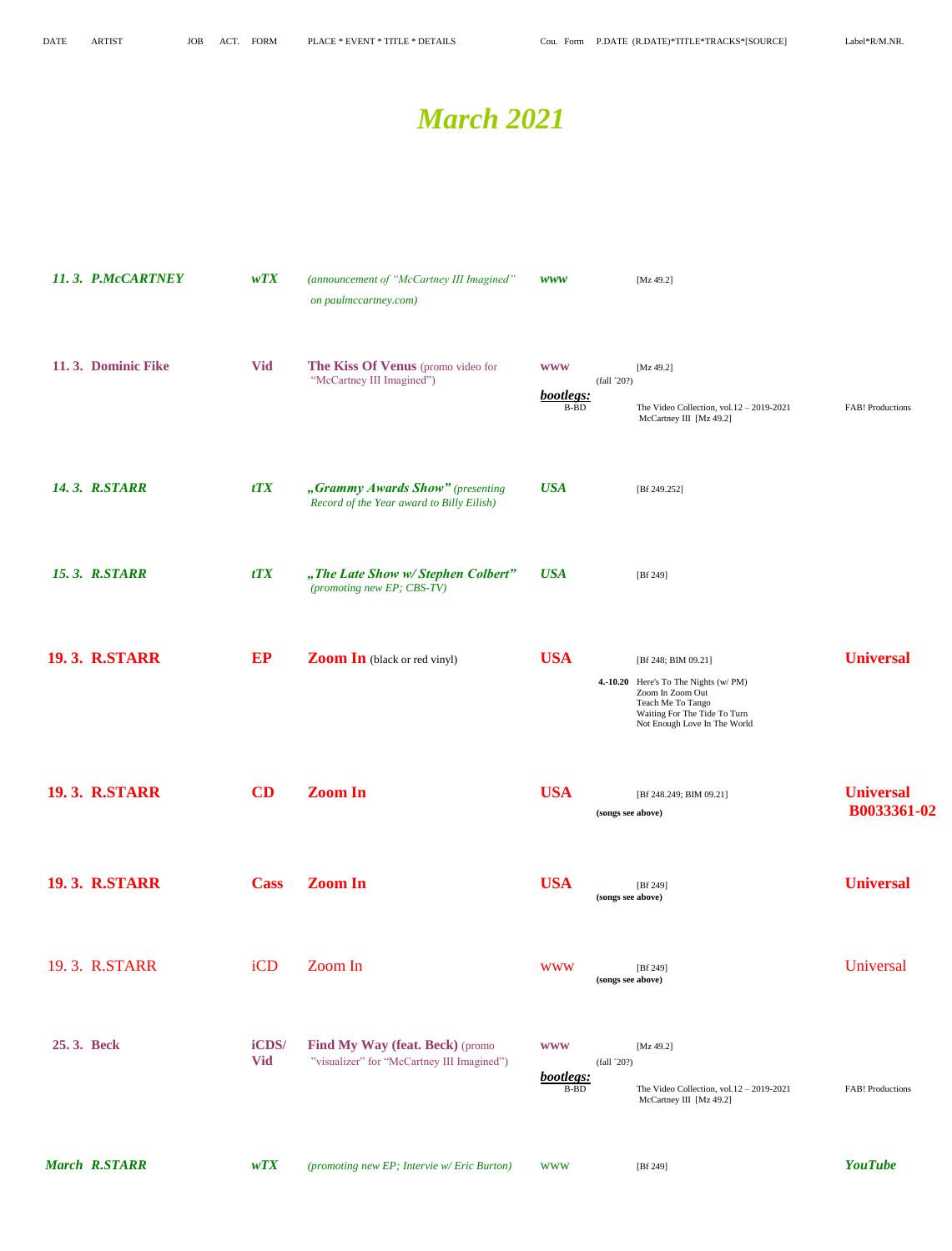| DATE | ARTIST | JOB | ACT. | FORM | PLACE * EVENT * TITLE * DETAILS | Cou. | Form | P.DATE (R.DATE)*TITLE*TRACKS*[SOURCE] | Label*R/M.NR. |
|---|---|---|---|---|---|---|---|---|---|

# *March 2021*

| DATE | ARTIST | JOB | ACT. | FORM | PLACE * EVENT * TITLE * DETAILS | Cou. | Form | P.DATE (R.DATE)*TITLE*TRACKS*[SOURCE] | Label*R/M.NR. |
|---|---|---|---|---|---|---|---|---|---|
| *11. 3.* | *P.McCARTNEY* | | | *wTX* | *(announcement of "McCartney III Imagined" on paulmccartney.com)* | *www* | | [Mz 49.2] | |
| 11. 3. | Dominic Fike | | | Vid | The Kiss Of Venus (promo video for "McCartney III Imagined") | www | | (fall ´20?) [Mz 49.2] | |
| | | | | | | ***bootlegs:*** | B-BD | The Video Collection, vol.12 – 2019-2021 McCartney III [Mz 49.2] | FAB! Productions |
| *14. 3.* | *R.STARR* | | | *tTX* | *„Grammy Awards Show" (presenting Record of the Year award to Billy Eilish)* | *USA* | | [Bf 249.252] | |
| *15. 3.* | *R.STARR* | | | *tTX* | *„The Late Show w/ Stephen Colbert" (promoting new EP; CBS-TV)* | *USA* | | [Bf 249] | |
| **19. 3.** | **R.STARR** | | | **EP** | **Zoom In** (black or red vinyl) | **USA** | | [Bf 248; BIM 09.21]<br>**4.-10.20** Here's To The Nights (w/ PM)<br>Zoom In Zoom Out<br>Teach Me To Tango<br>Waiting For The Tide To Turn<br>Not Enough Love In The World | **Universal** |
| **19. 3.** | **R.STARR** | | | **CD** | **Zoom In** | **USA** | | [Bf 248.249; BIM 09.21]<br>**(songs see above)** | **Universal B0033361-02** |
| **19. 3.** | **R.STARR** | | | **Cass** | **Zoom In** | **USA** | | [Bf 249]<br>**(songs see above)** | **Universal** |
| 19. 3. | R.STARR | | | iCD | Zoom In | www | | [Bf 249]<br>**(songs see above)** | Universal |
| 25. 3. | Beck | | | iCDS/ Vid | Find My Way (feat. Beck) (promo "visualizer" for "McCartney III Imagined") | www | | (fall ´20?) [Mz 49.2] | |
| | | | | | | ***bootlegs:*** | B-BD | The Video Collection, vol.12 – 2019-2021 McCartney III [Mz 49.2] | FAB! Productions |
| *March* | *R.STARR* | | | *wTX* | *(promoting new EP; Intervie w/ Eric Burton)* | www | | [Bf 249] | ***YouTube*** |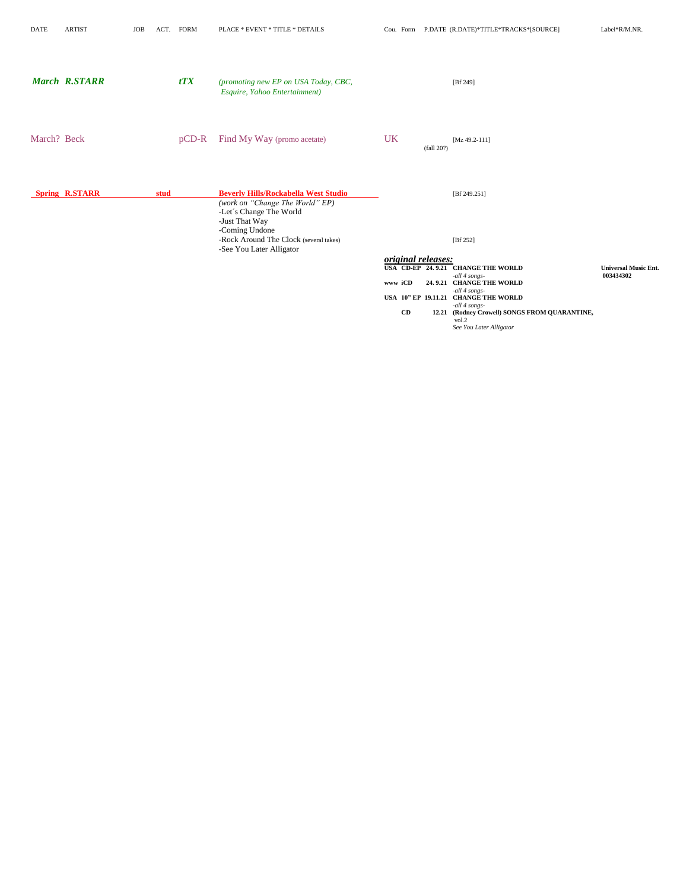| DATE | ARTIST | JOB | ACT. | FORM | PLACE * EVENT * TITLE * DETAILS | Cou. | Form | P.DATE (R.DATE)*TITLE*TRACKS*[SOURCE] | Label*R/M.NR. |
|---|---|---|---|---|---|---|---|---|---|
| ***March*** | ***R.STARR*** | | | ***tTX*** | *(promoting new EP on USA Today, CBC, Esquire, Yahoo Entertainment)* | | | [Bf 249] | |
| March? | Beck | | | pCD-R | Find My Way (promo acetate) | UK | | (fall 20?) [Mz 49.2-111] | |
| **Spring** | **R.STARR** | **stud** | | | **Beverly Hills/Rockabella West Studio** *(work on "Change The World" EP)* -Let´s Change The World -Just That Way -Coming Undone -Rock Around The Clock (several takes) -See You Later Alligator | | | [Bf 249.251] [Bf 252] | |

***original releases:***

| Cou. | Form | P.DATE | TITLE*TRACKS | Label*R/M.NR. |
|---|---|---|---|---|
| **USA** | **CD-EP** | **24. 9.21** | **CHANGE THE WORLD** *-all 4 songs-* | **Universal Music Ent. 003434302** |
| **www** | **iCD** | **24. 9.21** | **CHANGE THE WORLD** *-all 4 songs-* | |
| **USA** | **10" EP** | **19.11.21** | **CHANGE THE WORLD** *-all 4 songs-* | |
| | **CD** | **12.21** | **(Rodney Crowell) SONGS FROM QUARANTINE,** vol.2 *See You Later Alligator* | |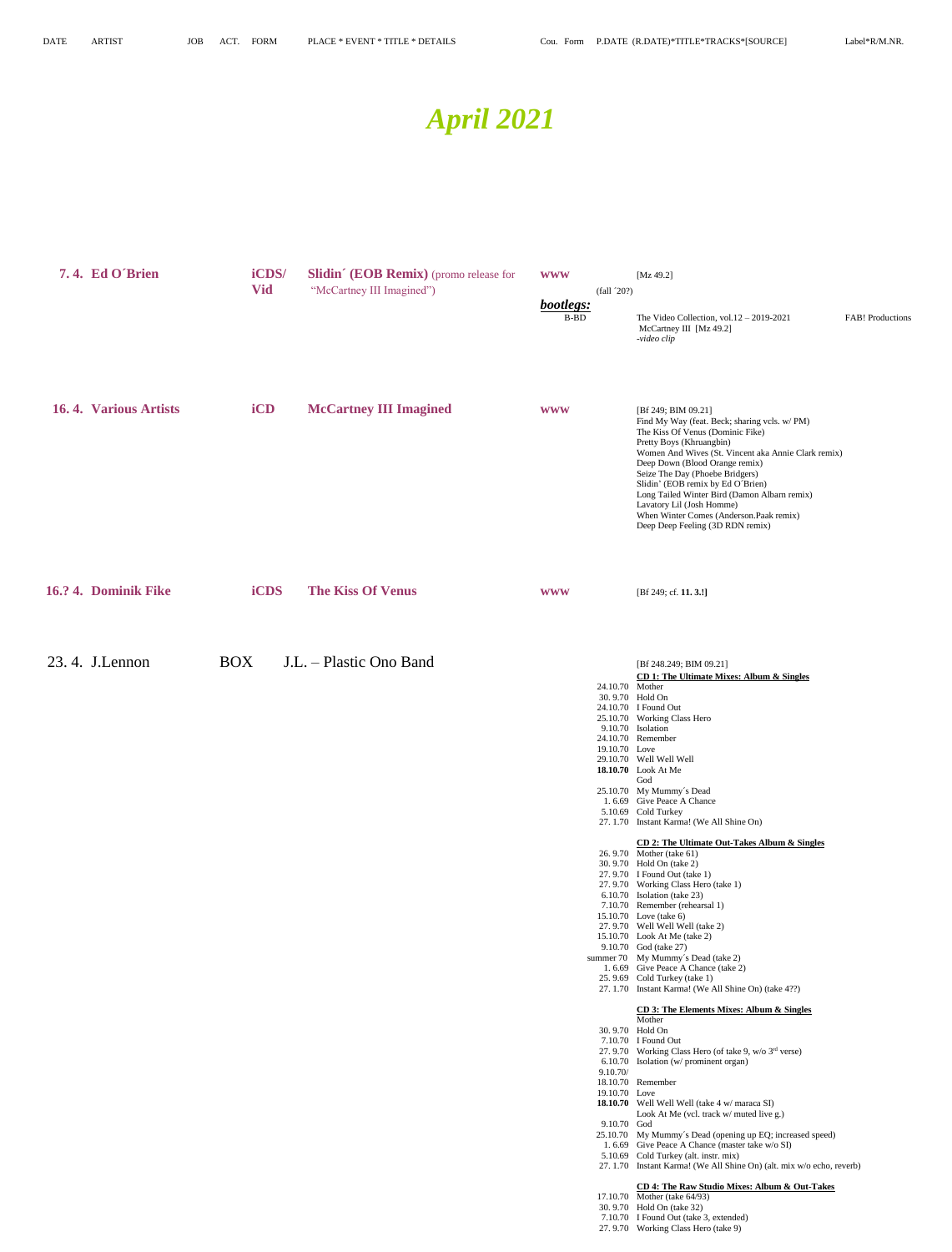DATE | ARTIST | JOB | ACT. | FORM | PLACE * EVENT * TITLE * DETAILS | Cou. | Form | P.DATE (R.DATE)*TITLE*TRACKS*[SOURCE] | Label*R/M.NR.

# *April 2021*

**7. 4. Ed O´Brien** — **iCDS/ Vid** — **Slidin´ (EOB Remix)** (promo release for "McCartney III Imagined") — **www** — (fall ´20?) — [Mz 49.2]

***bootlegs:***
B-BD — The Video Collection, vol.12 – 2019-2021 — FAB! Productions
McCartney III [Mz 49.2]
*-video clip*

**16. 4. Various Artists** — **iCD** — **McCartney III Imagined** — **www**

[Bf 249; BIM 09.21]
Find My Way (feat. Beck; sharing vcls. w/ PM)
The Kiss Of Venus (Dominic Fike)
Pretty Boys (Khruangbin)
Women And Wives (St. Vincent aka Annie Clark remix)
Deep Down (Blood Orange remix)
Seize The Day (Phoebe Bridgers)
Slidin' (EOB remix by Ed O´Brien)
Long Tailed Winter Bird (Damon Albarn remix)
Lavatory Lil (Josh Homme)
When Winter Comes (Anderson.Paak remix)
Deep Deep Feeling (3D RDN remix)

**16.? 4. Dominik Fike** — **iCDS** — **The Kiss Of Venus** — **www** — [Bf 249; cf. **11. 3.!**]

23. 4. J.Lennon — BOX — J.L. – Plastic Ono Band

[Bf 248.249; BIM 09.21]

**CD 1: The Ultimate Mixes: Album & Singles**
24.10.70 Mother
30. 9.70 Hold On
24.10.70 I Found Out
25.10.70 Working Class Hero
9.10.70 Isolation
24.10.70 Remember
19.10.70 Love
29.10.70 Well Well Well
**18.10.70** Look At Me
God
25.10.70 My Mummy´s Dead
1. 6.69 Give Peace A Chance
5.10.69 Cold Turkey
27. 1.70 Instant Karma! (We All Shine On)

**CD 2: The Ultimate Out-Takes Album & Singles**
26. 9.70 Mother (take 61)
30. 9.70 Hold On (take 2)
27. 9.70 I Found Out (take 1)
27. 9.70 Working Class Hero (take 1)
6.10.70 Isolation (take 23)
7.10.70 Remember (rehearsal 1)
15.10.70 Love (take 6)
27. 9.70 Well Well Well (take 2)
15.10.70 Look At Me (take 2)
9.10.70 God (take 27)
summer 70 My Mummy´s Dead (take 2)
1. 6.69 Give Peace A Chance (take 2)
25. 9.69 Cold Turkey (take 1)
27. 1.70 Instant Karma! (We All Shine On) (take 4??)

**CD 3: The Elements Mixes: Album & Singles**
Mother
30. 9.70 Hold On
7.10.70 I Found Out
27. 9.70 Working Class Hero (of take 9, w/o 3rd verse)
6.10.70 Isolation (w/ prominent organ)
9.10.70/
18.10.70 Remember
19.10.70 Love
**18.10.70** Well Well Well (take 4 w/ maraca SI)
Look At Me (vcl. track w/ muted live g.)
9.10.70 God
25.10.70 My Mummy´s Dead (opening up EQ; increased speed)
1. 6.69 Give Peace A Chance (master take w/o SI)
5.10.69 Cold Turkey (alt. instr. mix)
27. 1.70 Instant Karma! (We All Shine On) (alt. mix w/o echo, reverb)

**CD 4: The Raw Studio Mixes: Album & Out-Takes**
17.10.70 Mother (take 64/93)
30. 9.70 Hold On (take 32)
7.10.70 I Found Out (take 3, extended)
27. 9.70 Working Class Hero (take 9)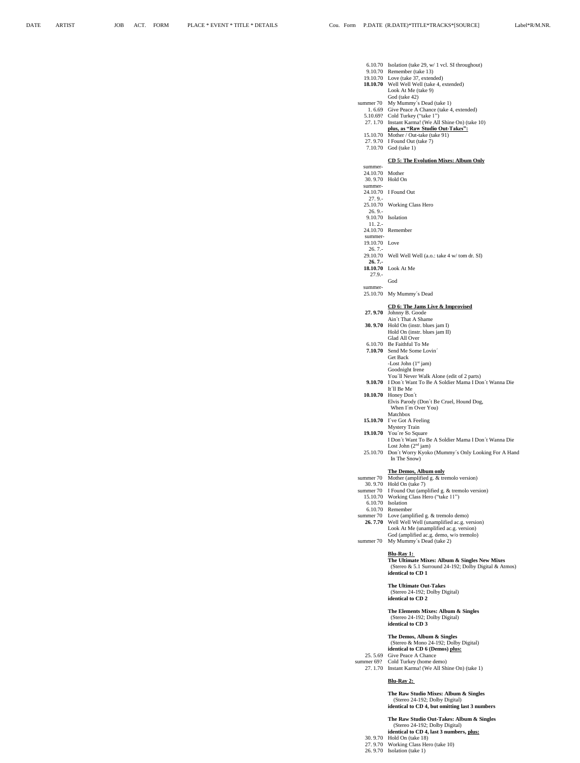| DATE | ARTIST | JOB | ACT. | FORM | PLACE * EVENT * TITLE * DETAILS | Cou. | Form | P.DATE (R.DATE)*TITLE*TRACKS*[SOURCE] | Label*R/M.NR. |
|---|---|---|---|---|---|---|---|---|---|

| Date | Title |
|---|---|
| 6.10.70 | Isolation (take 29, w/ 1 vcl. SI throughout) |
| 9.10.70 | Remember (take 13) |
| 19.10.70 | Love (take 37, extended) |
| **18.10.70** | Well Well Well (take 4, extended) |
| | Look At Me (take 9) |
| | God (take 42) |
| summer 70 | My Mummy´s Dead (take 1) |
| 1. 6.69 | Give Peace A Chance (take 4, extended) |
| 5.10.69? | Cold Turkey ("take 1") |
| 27. 1.70 | Instant Karma! (We All Shine On) (take 10) |
| | **plus, as "Raw Studio Out-Takes":** |
| 15.10.70 | Mother / Out-take (take 91) |
| 27. 9.70 | I Found Out (take 7) |
| 7.10.70 | God (take 1) |
| | |
| | **CD 5: The Evolution Mixes: Album Only** |
| summer-24.10.70 | Mother |
| 30. 9.70 | Hold On |
| summer-24.10.70 | I Found Out |
| 27. 9.-25.10.70 | Working Class Hero |
| 26. 9.-9.10.70 | Isolation |
| 11. 2.-24.10.70 | Remember |
| summer-19.10.70 | Love |
| 26. 7.-29.10.70 | Well Well Well (a.o.: take 4 w/ tom dr. SI) |
| **26. 7.-18.10.70** | Look At Me |
| 27.9.- | God |
| summer-25.10.70 | My Mummy´s Dead |
| | |
| | **CD 6: The Jams Live & Improvised** |
| **27. 9.70** | Johnny B. Goode |
| | Ain´t That A Shame |
| **30. 9.70** | Hold On (instr. blues jam I) |
| | Hold On (instr. blues jam II) |
| | Glad All Over |
| 6.10.70 | Be Faithful To Me |
| **7.10.70** | Send Me Some Lovin´ |
| | Get Back |
| | -Lost John (1st jam) |
| | Goodnight Irene |
| | You´ll Never Walk Alone (edit of 2 parts) |
| **9.10.70** | I Don´t Want To Be A Soldier Mama I Don´t Wanna Die |
| | It´ll Be Me |
| **10.10.70** | Honey Don´t |
| | Elvis Parody (Don´t Be Cruel, Hound Dog, When I´m Over You) |
| | Matchbox |
| **15.10.70** | I´ve Got A Feeling |
| | Mystery Train |
| **19.10.70** | You´re So Square |
| | I Don´t Want To Be A Soldier Mama I Don´t Wanna Die |
| | Lost John (2nd jam) |
| 25.10.70 | Don´t Worry Kyoko (Mummy´s Only Looking For A Hand In The Snow) |
| | |
| | **The Demos, Album only** |
| summer 70 | Mother (amplified g. & tremolo version) |
| 30. 9.70 | Hold On (take 7) |
| summer 70 | I Found Out (amplified g. & tremolo version) |
| 15.10.70 | Working Class Hero ("take 11") |
| 6.10.70 | Isolation |
| 6.10.70 | Remember |
| summer 70 | Love (amplified g. & tremolo demo) |
| **26. 7.70** | Well Well Well (unamplified ac.g. version) |
| | Look At Me (unamplified ac.g. version) |
| | God (amplified ac.g. demo, w/o tremolo) |
| summer 70 | My Mummy´s Dead (take 2) |
| | |
| | **Blu-Ray 1:** |
| | **The Ultimate Mixes: Album & Singles New Mixes** (Stereo & 5.1 Surround 24-192; Dolby Digital & Atmos) **identical to CD 1** |
| | |
| | **The Ultimate Out-Takes** (Stereo 24-192; Dolby Digital) **identical to CD 2** |
| | |
| | **The Elements Mixes: Album & Singles** (Stereo 24-192; Dolby Digital) **identical to CD 3** |
| | |
| | **The Demos, Album & Singles** (Stereo & Mono 24-192; Dolby Digital) **identical to CD 6 (Demos) plus:** |
| 25. 5.69 | Give Peace A Chance |
| summer 69? | Cold Turkey (home demo) |
| 27. 1.70 | Instant Karma! (We All Shine On) (take 1) |
| | |
| | **Blu-Ray 2:** |
| | |
| | **The Raw Studio Mixes: Album & Singles** (Stereo 24-192; Dolby Digital) **identical to CD 4, but omitting last 3 numbers** |
| | |
| | **The Raw Studio Out-Takes: Album & Singles** (Stereo 24-192; Dolby Digital) **identical to CD 4, last 3 numbers, plus:** |
| 30. 9.70 | Hold On (take 18) |
| 27. 9.70 | Working Class Hero (take 10) |
| 26. 9.70 | Isolation (take 1) |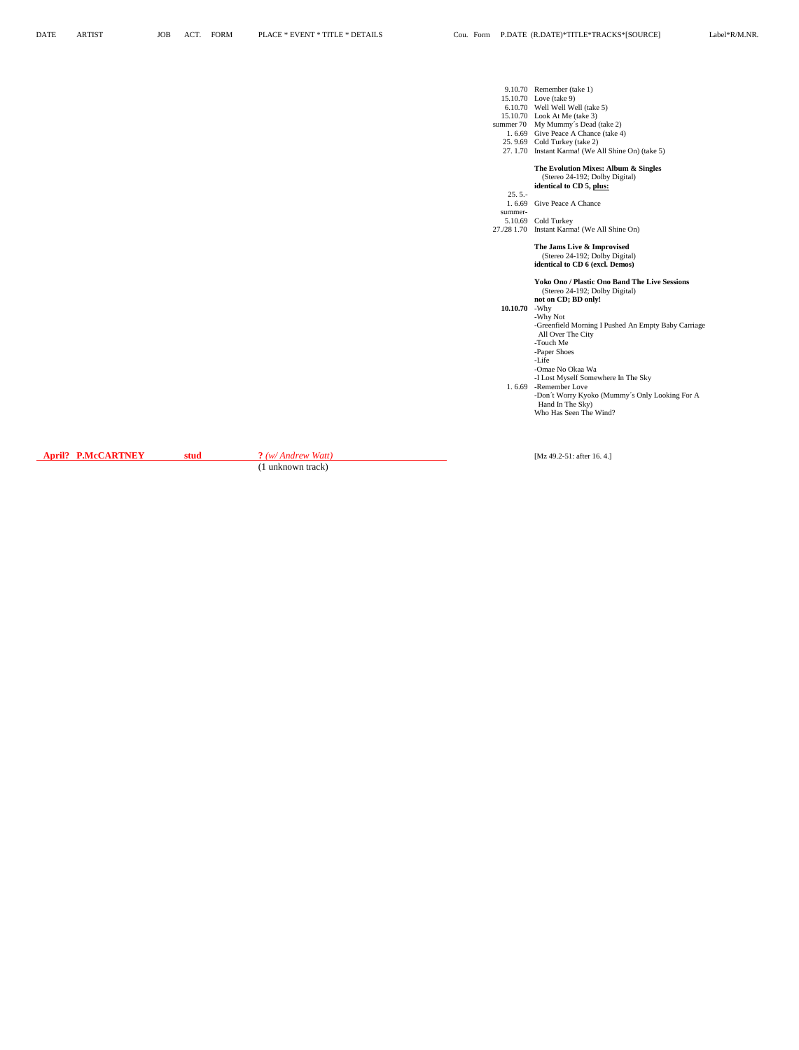| DATE | ARTIST | JOB | ACT. | FORM | PLACE * EVENT * TITLE * DETAILS | Cou. | Form | P.DATE (R.DATE)*TITLE*TRACKS*[SOURCE] | Label*R/M.NR. |
|---|---|---|---|---|---|---|---|---|---|
| | | | | | | | | 9.10.70 Remember (take 1) | |
| | | | | | | | | 15.10.70 Love (take 9) | |
| | | | | | | | | 6.10.70 Well Well Well (take 5) | |
| | | | | | | | | 15.10.70 Look At Me (take 3) | |
| | | | | | | | | summer 70 My Mummy´s Dead (take 2) | |
| | | | | | | | | 1. 6.69 Give Peace A Chance (take 4) | |
| | | | | | | | | 25. 9.69 Cold Turkey (take 2) | |
| | | | | | | | | 27. 1.70 Instant Karma! (We All Shine On) (take 5) | |
| | | | | | | | | **The Evolution Mixes: Album & Singles** (Stereo 24-192; Dolby Digital) **identical to CD 5, plus:** | |
| | | | | | | | | 25. 5.- 1. 6.69 Give Peace A Chance | |
| | | | | | | | | summer- 5.10.69 Cold Turkey | |
| | | | | | | | | 27./28 1.70 Instant Karma! (We All Shine On) | |
| | | | | | | | | **The Jams Live & Improvised** (Stereo 24-192; Dolby Digital) **identical to CD 6 (excl. Demos)** | |
| | | | | | | | | **Yoko Ono / Plastic Ono Band The Live Sessions** (Stereo 24-192; Dolby Digital) **not on CD; BD only!** | |
| | | | | | | | | **10.10.70** -Why | |
| | | | | | | | | -Why Not | |
| | | | | | | | | -Greenfield Morning I Pushed An Empty Baby Carriage All Over The City | |
| | | | | | | | | -Touch Me | |
| | | | | | | | | -Paper Shoes | |
| | | | | | | | | -Life | |
| | | | | | | | | -Omae No Okaa Wa | |
| | | | | | | | | -I Lost Myself Somewhere In The Sky | |
| | | | | | | | | 1. 6.69 -Remember Love | |
| | | | | | | | | -Don´t Worry Kyoko (Mummy´s Only Looking For A Hand In The Sky) | |
| | | | | | | | | Who Has Seen The Wind? | |
| **April?** | **P.McCARTNEY** | **stud** | | | **?** *(w/ Andrew Watt)* (1 unknown track) | | | [Mz 49.2-51: after 16. 4.] | |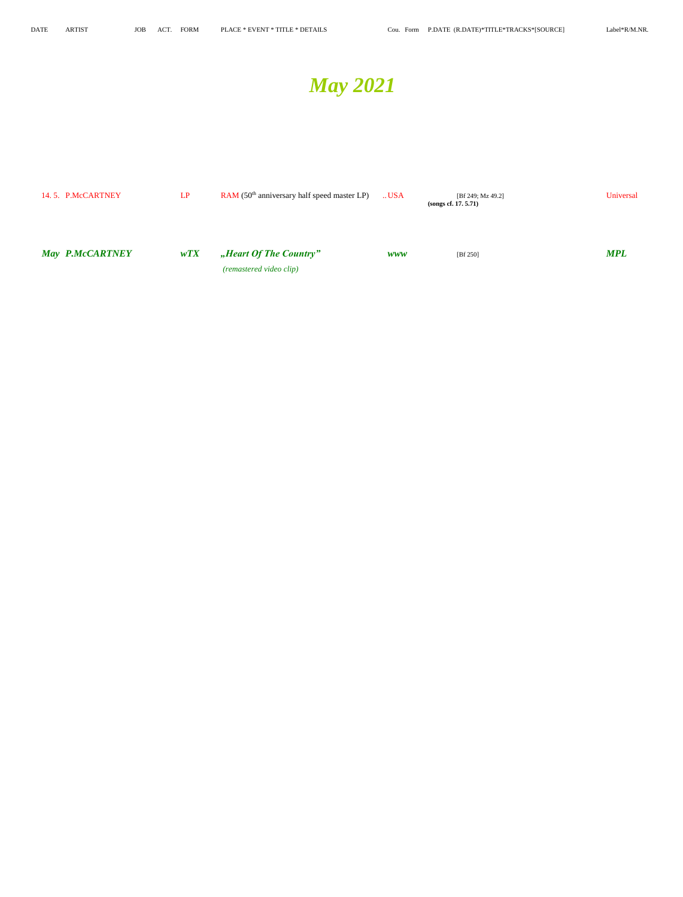| DATE | ARTIST | JOB | ACT. | FORM | PLACE * EVENT * TITLE * DETAILS | Cou. | Form | P.DATE (R.DATE)*TITLE*TRACKS*[SOURCE] | Label*R/M.NR. |
|---|---|---|---|---|---|---|---|---|---|

# *May 2021*

| DATE | ARTIST | JOB | ACT. | FORM | PLACE * EVENT * TITLE * DETAILS | Cou. | Form | P.DATE (R.DATE)*TITLE*TRACKS*[SOURCE] | Label*R/M.NR. |
|---|---|---|---|---|---|---|---|---|---|
| 14. 5. | P.McCARTNEY | | | LP | RAM (50th anniversary half speed master LP) | ..USA | | [Bf 249; Mz 49.2] **(songs cf. 17. 5.71)** | Universal |
| ***May*** | ***P.McCARTNEY*** | | | ***wTX*** | ***„Heart Of The Country"*** *(remastered video clip)* | ***www*** | | [Bf 250] | ***MPL*** |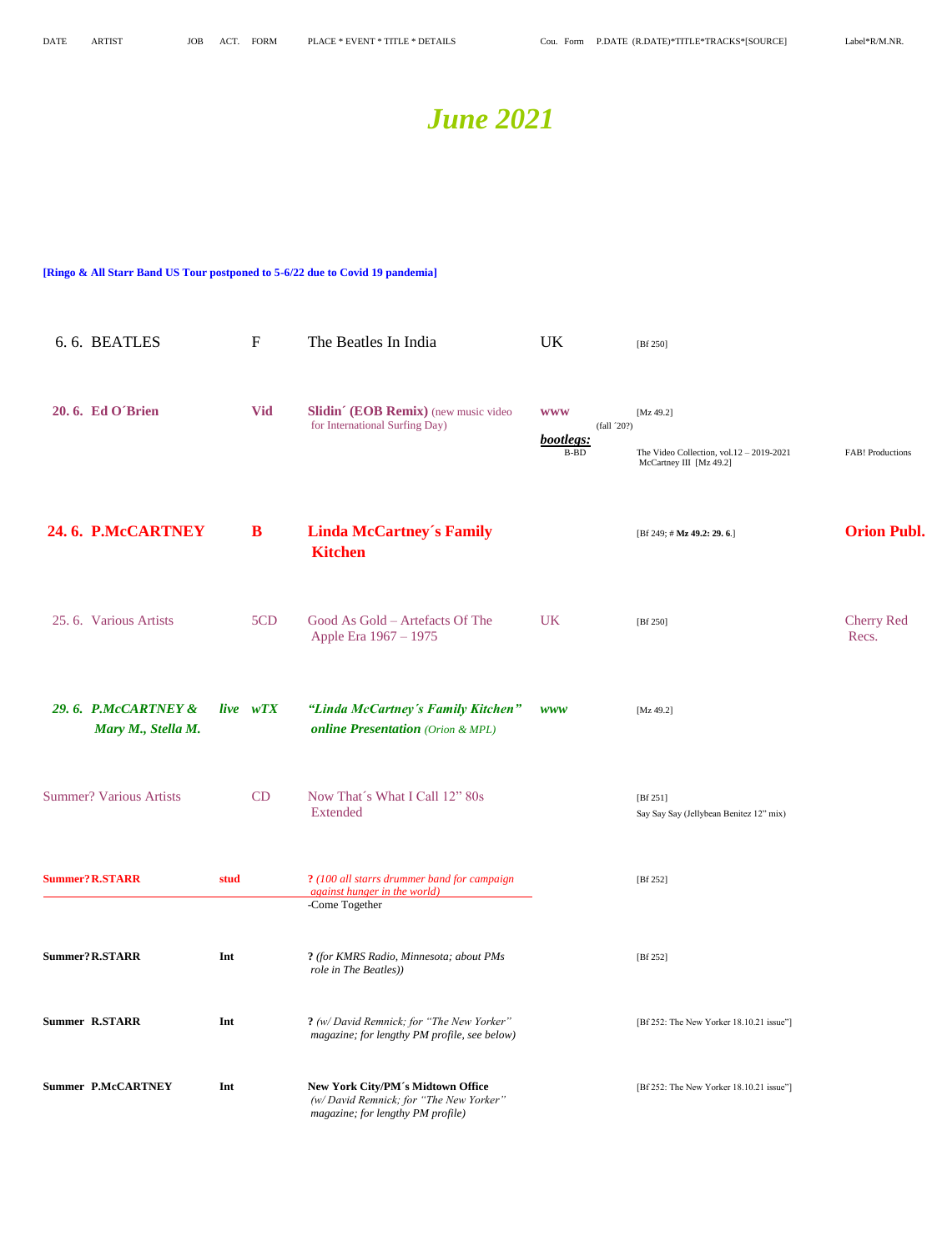| DATE | ARTIST | JOB | ACT. | FORM | PLACE * EVENT * TITLE * DETAILS | Cou. | Form | P.DATE (R.DATE)*TITLE*TRACKS*[SOURCE] | Label*R/M.NR. |
|---|---|---|---|---|---|---|---|---|---|

# June 2021

**[Ringo & All Starr Band US Tour postponed to 5-6/22 due to Covid 19 pandemia]**

| DATE | ARTIST | JOB | ACT. | FORM | PLACE * EVENT * TITLE * DETAILS | Cou. | Form | P.DATE (R.DATE)*TITLE*TRACKS*[SOURCE] | Label*R/M.NR. |
|---|---|---|---|---|---|---|---|---|---|
| 6. 6. | BEATLES | | | F | The Beatles In India | UK | | [Bf 250] | |
| **20. 6.** | **Ed O´Brien** | | | **Vid** | **Slidin´ (EOB Remix)** (new music video for International Surfing Day) | **www** | | (fall ´20?) [Mz 49.2] | |
| | | | | | | ***bootlegs:*** | B-BD | The Video Collection, vol.12 – 2019-2021 McCartney III [Mz 49.2] | FAB! Productions |
| **24. 6.** | **P.McCARTNEY** | | | **B** | **Linda McCartney´s Family Kitchen** | | | [Bf 249; # **Mz 49.2: 29. 6.**] | **Orion Publ.** |
| 25. 6. | Various Artists | | | 5CD | Good As Gold – Artefacts Of The Apple Era 1967 – 1975 | UK | | [Bf 250] | Cherry Red Recs. |
| ***29. 6.*** | ***P.McCARTNEY & Mary M., Stella M.*** | | ***live*** | ***wTX*** | ***“Linda McCartney´s Family Kitchen” online Presentation*** *(Orion & MPL)* | ***www*** | | [Mz 49.2] | |
| Summer? | Various Artists | | | CD | Now That´s What I Call 12” 80s Extended | | | [Bf 251] Say Say Say (Jellybean Benitez 12” mix) | |
| **Summer?** | **R.STARR** | **stud** | | | **?** *(100 all starrs drummer band for campaign against hunger in the world)* -Come Together | | | [Bf 252] | |
| **Summer?** | **R.STARR** | **Int** | | | **?** *(for KMRS Radio, Minnesota; about PMs role in The Beatles))* | | | [Bf 252] | |
| **Summer** | **R.STARR** | **Int** | | | **?** *(w/ David Remnick; for “The New Yorker” magazine; for lengthy PM profile, see below)* | | | [Bf 252: The New Yorker 18.10.21 issue”] | |
| **Summer** | **P.McCARTNEY** | **Int** | | | **New York City/PM´s Midtown Office** *(w/ David Remnick; for “The New Yorker” magazine; for lengthy PM profile)* | | | [Bf 252: The New Yorker 18.10.21 issue”] | |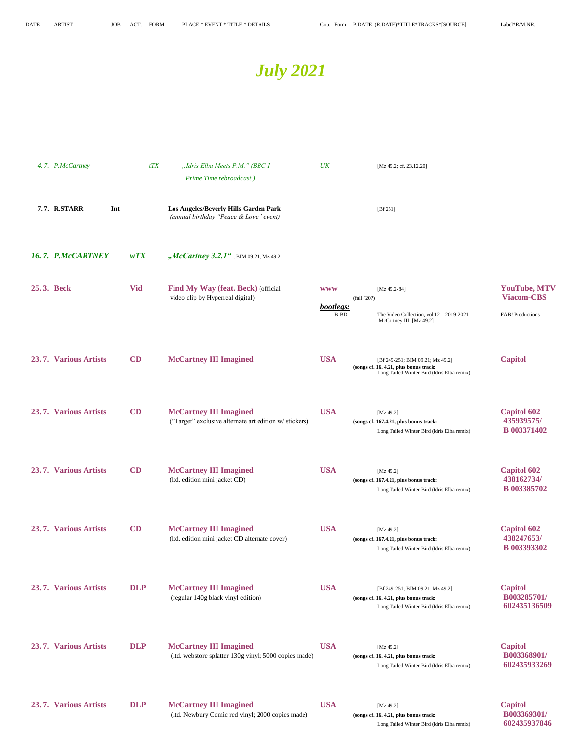| DATE | ARTIST | JOB | ACT. | FORM | PLACE * EVENT * TITLE * DETAILS | Cou. | Form | P.DATE (R.DATE)*TITLE*TRACKS*[SOURCE] | Label*R/M.NR. |
|---|---|---|---|---|---|---|---|---|---|

# July 2021

| DATE | ARTIST | JOB | ACT. | FORM | PLACE * EVENT * TITLE * DETAILS | Cou. | Form | P.DATE (R.DATE)*TITLE*TRACKS*[SOURCE] | Label*R/M.NR. |
|---|---|---|---|---|---|---|---|---|---|
| *4. 7.* | *P.McCartney* | | *tTX* | | *„Idris Elba Meets P.M." (BBC 1 Prime Time rebroadcast )* | *UK* | | [Mz 49.2; cf. 23.12.20] | |
| **7. 7.** | **R.STARR** | **Int** | | | **Los Angeles/Beverly Hills Garden Park** *(annual birthday "Peace & Love" event)* | | | [Bf 251] | |
| ***16. 7.*** | ***P.McCARTNEY*** | | ***wTX*** | | ***„McCartney 3.2.1"*** ; BIM 09.21; Mz 49.2 | | | | |
| **25. 3.** | **Beck** | | **Vid** | | **Find My Way (feat. Beck)** (official video clip by Hyperreal digital) | **www** | | [Mz 49.2-84] (fall ´20?) | **YouTube, MTV Viacom-CBS** |
| | | | | | | ***bootlegs:*** | B-BD | The Video Collection, vol.12 – 2019-2021 McCartney III [Mz 49.2] | FAB! Productions |
| **23. 7.** | **Various Artists** | | **CD** | | **McCartney III Imagined** | **USA** | | [Bf 249-251; BIM 09.21; Mz 49.2] **(songs cf. 16. 4.21, plus bonus track:** Long Tailed Winter Bird (Idris Elba remix) | **Capitol** |
| **23. 7.** | **Various Artists** | | **CD** | | **McCartney III Imagined** ("Target" exclusive alternate art edition w/ stickers) | **USA** | | [Mz 49.2] **(songs cf. 167.4.21, plus bonus track:** Long Tailed Winter Bird (Idris Elba remix) | **Capitol 602 435939575/ B 003371402** |
| **23. 7.** | **Various Artists** | | **CD** | | **McCartney III Imagined** (ltd. edition mini jacket CD) | **USA** | | [Mz 49.2] **(songs cf. 167.4.21, plus bonus track:** Long Tailed Winter Bird (Idris Elba remix) | **Capitol 602 438162734/ B 003385702** |
| **23. 7.** | **Various Artists** | | **CD** | | **McCartney III Imagined** (ltd. edition mini jacket CD alternate cover) | **USA** | | [Mz 49.2] **(songs cf. 167.4.21, plus bonus track:** Long Tailed Winter Bird (Idris Elba remix) | **Capitol 602 438247653/ B 003393302** |
| **23. 7.** | **Various Artists** | | **DLP** | | **McCartney III Imagined** (regular 140g black vinyl edition) | **USA** | | [Bf 249-251; BIM 09.21; Mz 49.2] **(songs cf. 16. 4.21, plus bonus track:** Long Tailed Winter Bird (Idris Elba remix) | **Capitol B003285701/ 602435136509** |
| **23. 7.** | **Various Artists** | | **DLP** | | **McCartney III Imagined** (ltd. webstore splatter 130g vinyl; 5000 copies made) | **USA** | | [Mz 49.2] **(songs cf. 16. 4.21, plus bonus track:** Long Tailed Winter Bird (Idris Elba remix) | **Capitol B003368901/ 602435933269** |
| **23. 7.** | **Various Artists** | | **DLP** | | **McCartney III Imagined** (ltd. Newbury Comic red vinyl; 2000 copies made) | **USA** | | [Mz 49.2] **(songs cf. 16. 4.21, plus bonus track:** Long Tailed Winter Bird (Idris Elba remix) | **Capitol B003369301/ 602435937846** |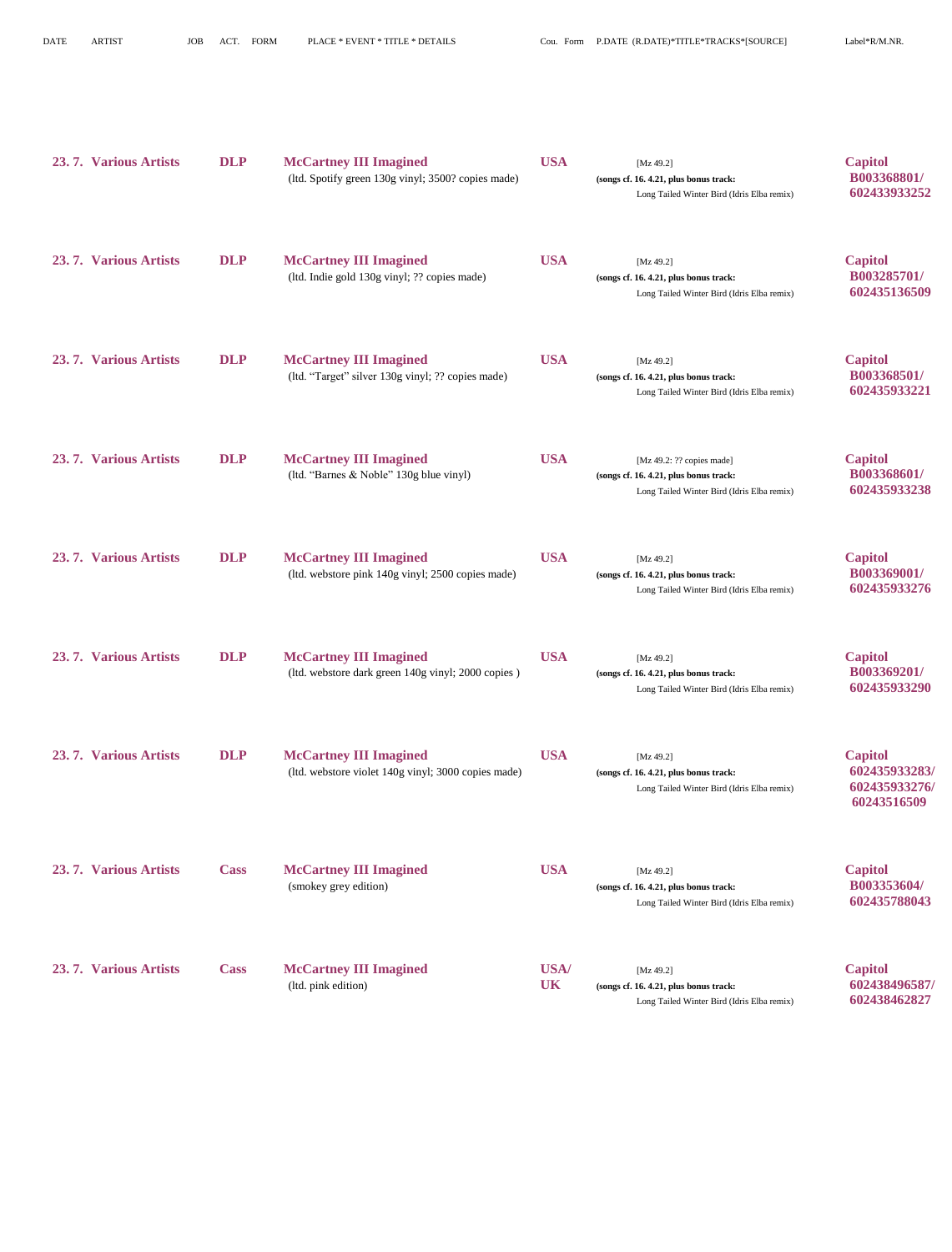| DATE | ARTIST | JOB | ACT. | FORM | PLACE * EVENT * TITLE * DETAILS | Cou. | Form | P.DATE (R.DATE)*TITLE*TRACKS*[SOURCE] | Label*R/M.NR. |
|---|---|---|---|---|---|---|---|---|---|
| 23. 7. | Various Artists | | | DLP | **McCartney III Imagined** (ltd. Spotify green 130g vinyl; 3500? copies made) | USA | | [Mz 49.2] **(songs cf. 16. 4.21, plus bonus track:** Long Tailed Winter Bird (Idris Elba remix) | Capitol B003368801/ 602433933252 |
| 23. 7. | Various Artists | | | DLP | **McCartney III Imagined** (ltd. Indie gold 130g vinyl; ?? copies made) | USA | | [Mz 49.2] **(songs cf. 16. 4.21, plus bonus track:** Long Tailed Winter Bird (Idris Elba remix) | Capitol B003285701/ 602435136509 |
| 23. 7. | Various Artists | | | DLP | **McCartney III Imagined** (ltd. "Target" silver 130g vinyl; ?? copies made) | USA | | [Mz 49.2] **(songs cf. 16. 4.21, plus bonus track:** Long Tailed Winter Bird (Idris Elba remix) | Capitol B003368501/ 602435933221 |
| 23. 7. | Various Artists | | | DLP | **McCartney III Imagined** (ltd. "Barnes & Noble" 130g blue vinyl) | USA | | [Mz 49.2: ?? copies made] **(songs cf. 16. 4.21, plus bonus track:** Long Tailed Winter Bird (Idris Elba remix) | Capitol B003368601/ 602435933238 |
| 23. 7. | Various Artists | | | DLP | **McCartney III Imagined** (ltd. webstore pink 140g vinyl; 2500 copies made) | USA | | [Mz 49.2] **(songs cf. 16. 4.21, plus bonus track:** Long Tailed Winter Bird (Idris Elba remix) | Capitol B003369001/ 602435933276 |
| 23. 7. | Various Artists | | | DLP | **McCartney III Imagined** (ltd. webstore dark green 140g vinyl; 2000 copies ) | USA | | [Mz 49.2] **(songs cf. 16. 4.21, plus bonus track:** Long Tailed Winter Bird (Idris Elba remix) | Capitol B003369201/ 602435933290 |
| 23. 7. | Various Artists | | | DLP | **McCartney III Imagined** (ltd. webstore violet 140g vinyl; 3000 copies made) | USA | | [Mz 49.2] **(songs cf. 16. 4.21, plus bonus track:** Long Tailed Winter Bird (Idris Elba remix) | Capitol 602435933283/ 602435933276/ 60243516509 |
| 23. 7. | Various Artists | | | Cass | **McCartney III Imagined** (smokey grey edition) | USA | | [Mz 49.2] **(songs cf. 16. 4.21, plus bonus track:** Long Tailed Winter Bird (Idris Elba remix) | Capitol B003353604/ 602435788043 |
| 23. 7. | Various Artists | | | Cass | **McCartney III Imagined** (ltd. pink edition) | USA/ UK | | [Mz 49.2] **(songs cf. 16. 4.21, plus bonus track:** Long Tailed Winter Bird (Idris Elba remix) | Capitol 602438496587/ 602438462827 |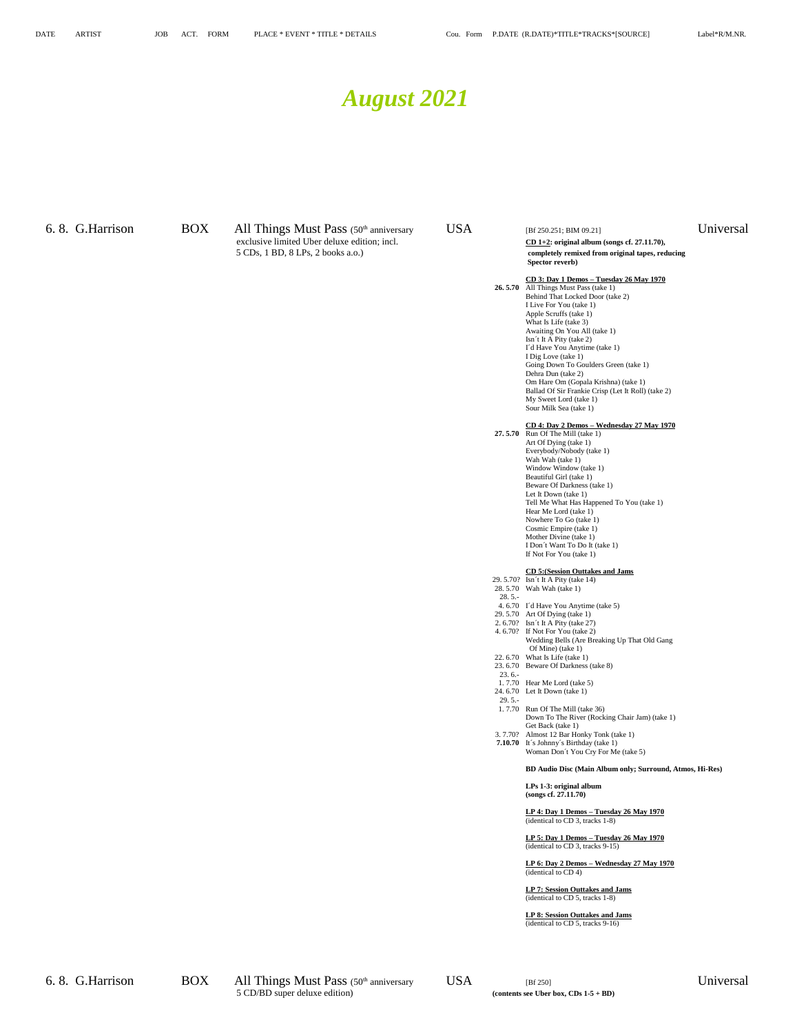# *August 2021*

**6. 8. G.Harrison** — BOX — All Things Must Pass (50th anniversary exclusive limited Uber deluxe edition; incl. 5 CDs, 1 BD, 8 LPs, 2 books a.o.) — USA — Universal

[Bf 250.251; BIM 09.21]

**CD 1+2: original album (songs cf. 27.11.70), completely remixed from original tapes, reducing Spector reverb)**

**CD 3: Day 1 Demos – Tuesday 26 May 1970**

**26. 5.70**
- All Things Must Pass (take 1)
- Behind That Locked Door (take 2)
- I Live For You (take 1)
- Apple Scruffs (take 1)
- What Is Life (take 3)
- Awaiting On You All (take 1)
- Isn´t It A Pity (take 2)
- I´d Have You Anytime (take 1)
- I Dig Love (take 1)
- Going Down To Goulders Green (take 1)
- Dehra Dun (take 2)
- Om Hare Om (Gopala Krishna) (take 1)
- Ballad Of Sir Frankie Crisp (Let It Roll) (take 2)
- My Sweet Lord (take 1)
- Sour Milk Sea (take 1)

**CD 4: Day 2 Demos – Wednesday 27 May 1970**

**27. 5.70**
- Run Of The Mill (take 1)
- Art Of Dying (take 1)
- Everybody/Nobody (take 1)
- Wah Wah (take 1)
- Window Window (take 1)
- Beautiful Girl (take 1)
- Beware Of Darkness (take 1)
- Let It Down (take 1)
- Tell Me What Has Happened To You (take 1)
- Hear Me Lord (take 1)
- Nowhere To Go (take 1)
- Cosmic Empire (take 1)
- Mother Divine (take 1)
- I Don´t Want To Do It (take 1)
- If Not For You (take 1)

**CD 5:(Session Outtakes and Jams**

| Date | Title |
|---|---|
| 29. 5.70? | Isn´t It A Pity (take 14) |
| 28. 5.70 | Wah Wah (take 1) |
| 28. 5.- 4. 6.70 | I´d Have You Anytime (take 5) |
| 29. 5.70 | Art Of Dying (take 1) |
| 2. 6.70? | Isn´t It A Pity (take 27) |
| 4. 6.70? | If Not For You (take 2) |
| | Wedding Bells (Are Breaking Up That Old Gang Of Mine) (take 1) |
| 22. 6.70 | What Is Life (take 1) |
| 23. 6.70 | Beware Of Darkness (take 8) |
| 23. 6.- 1. 7.70 | Hear Me Lord (take 5) |
| 24. 6.70 | Let It Down (take 1) |
| 29. 5.- 1. 7.70 | Run Of The Mill (take 36) |
| | Down To The River (Rocking Chair Jam) (take 1) |
| | Get Back (take 1) |
| 3. 7.70? | Almost 12 Bar Honky Tonk (take 1) |
| **7.10.70** | It´s Johnny´s Birthday (take 1) |
| | Woman Don´t You Cry For Me (take 5) |

**BD Audio Disc (Main Album only; Surround, Atmos, Hi-Res)**

**LPs 1-3: original album (songs cf. 27.11.70)**

**LP 4: Day 1 Demos – Tuesday 26 May 1970**
(identical to CD 3, tracks 1-8)

**LP 5: Day 1 Demos – Tuesday 26 May 1970**
(identical to CD 3, tracks 9-15)

**LP 6: Day 2 Demos – Wednesday 27 May 1970**
(identical to CD 4)

**LP 7: Session Outtakes and Jams**
(identical to CD 5, tracks 1-8)

**LP 8: Session Outtakes and Jams**
(identical to CD 5, tracks 9-16)

---

**6. 8. G.Harrison** — BOX — All Things Must Pass (50th anniversary 5 CD/BD super deluxe edition) — USA — Universal

[Bf 250]

**(contents see Uber box, CDs 1-5 + BD)**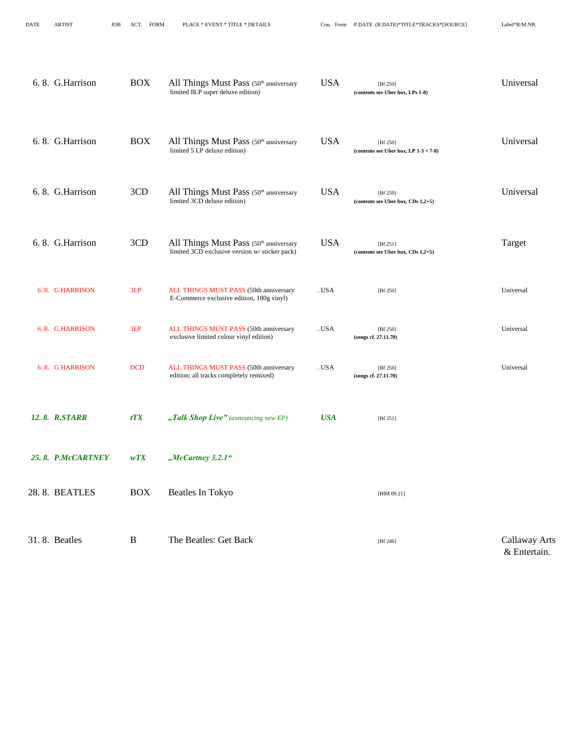| DATE | ARTIST | JOB | ACT. | FORM | PLACE * EVENT * TITLE * DETAILS | Cou. | Form | P.DATE (R.DATE)*TITLE*TRACKS*[SOURCE] | Label*R/M.NR. |
|---|---|---|---|---|---|---|---|---|---|
| 6. 8. | G.Harrison | | BOX | | All Things Must Pass (50th anniversary limited 8LP super deluxe edition) | USA | | [Bf 250] **(contents see Uber box, LPs 1-8)** | Universal |
| 6. 8. | G.Harrison | | BOX | | All Things Must Pass (50th anniversary limited 5 LP deluxe edition) | USA | | [Bf 250] **(contents see Uber box, LP 1-3 + 7-8)** | Universal |
| 6. 8. | G.Harrison | | 3CD | | All Things Must Pass (50th anniversary limited 3CD deluxe edition) | USA | | [Bf 250] **(contents see Uber box, CDs 1,2+5)** | Universal |
| 6. 8. | G.Harrison | | 3CD | | All Things Must Pass (50th anniversary limited 3CD exclusive version w/ sticker pack) | USA | | [Bf 251] **(contents see Uber box, CDs 1,2+5)** | Target |
| 6. 8. | G.HARRISON | | 3LP | | ALL THINGS MUST PASS (50th anniversary E-Commerce exclusive edition, 180g vinyl) | ..USA | | [Bf 250] | Universal |
| 6. 8. | G.HARRISON | | 3LP | | ALL THINGS MUST PASS (50th anniversary exclusive limited colour vinyl edition) | ..USA | | [Bf 250] **(songs cf. 27.11.70)** | Universal |
| 6. 8. | G.HARRISON | | DCD | | ALL THINGS MUST PASS (50th anniversary edition; all tracks completely remixed) | ..USA | | [Bf 250] **(songs cf. 27.11.70)** | Universal |
| ***12. 8.*** | ***R.STARR*** | | ***tTX*** | | ***„Talk Shop Live”*** *(announcing new EP)* | ***USA*** | | [Bf 251] | |
| ***25. 8.*** | ***P.McCARTNEY*** | | ***wTX*** | | ***„McCartney 3.2.1“*** | | | | |
| 28. 8. | BEATLES | | BOX | | Beatles In Tokyo | | | [BIM 09.21] | |
| 31. 8. | Beatles | | B | | The Beatles: Get Back | | | [Bf 246] | Callaway Arts & Entertain. |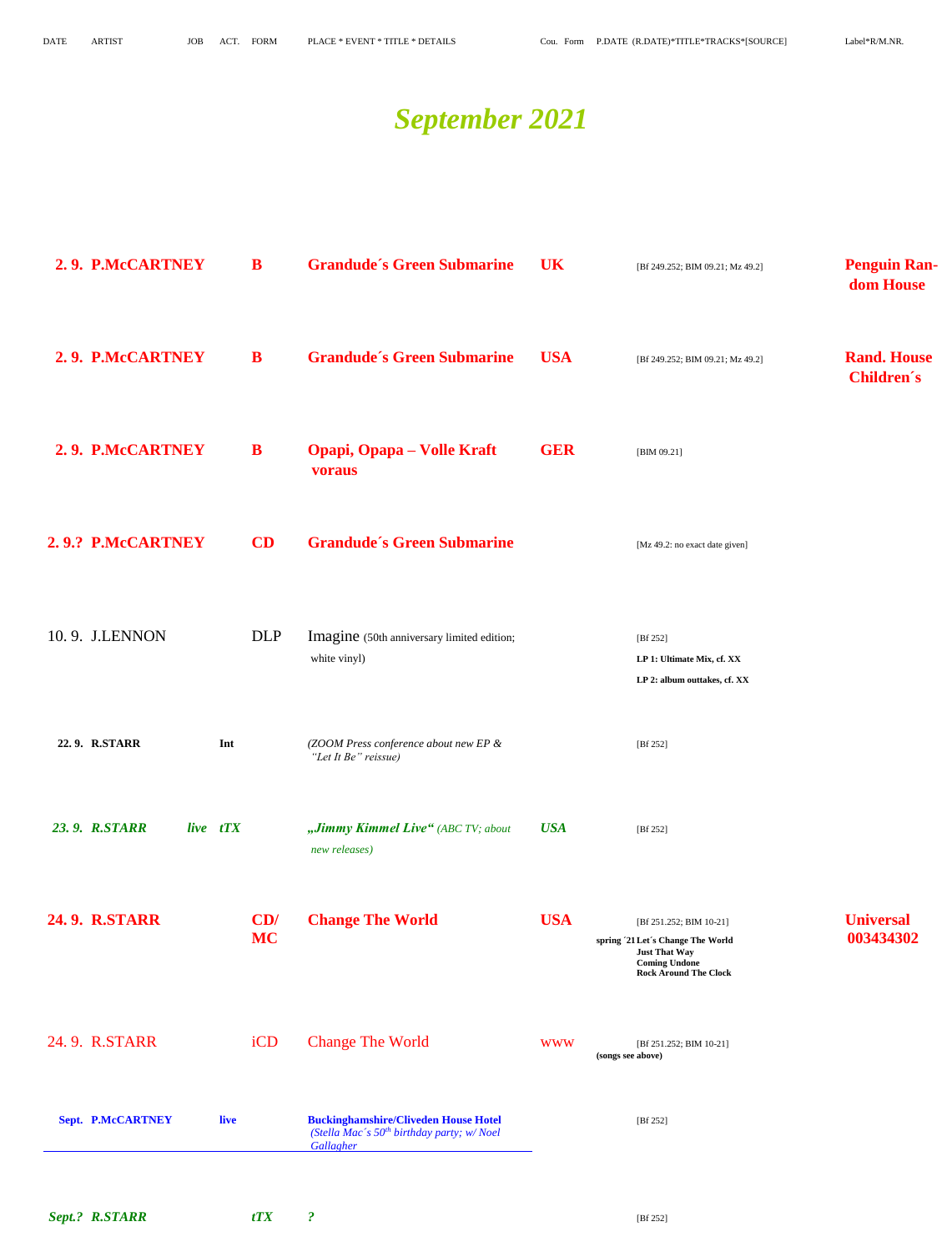| DATE | ARTIST | JOB | ACT. | FORM | PLACE * EVENT * TITLE * DETAILS | Cou. | Form | P.DATE (R.DATE)*TITLE*TRACKS*[SOURCE] | Label*R/M.NR. |
|---|---|---|---|---|---|---|---|---|---|

# September 2021

| DATE | ARTIST | JOB | ACT. | FORM | PLACE * EVENT * TITLE * DETAILS | Cou. | Form | P.DATE (R.DATE)*TITLE*TRACKS*[SOURCE] | Label*R/M.NR. |
|---|---|---|---|---|---|---|---|---|---|
| **2. 9.** | **P.McCARTNEY** | | | **B** | **Grandude´s Green Submarine** | **UK** | | [Bf 249.252; BIM 09.21; Mz 49.2] | **Penguin Random House** |
| **2. 9.** | **P.McCARTNEY** | | | **B** | **Grandude´s Green Submarine** | **USA** | | [Bf 249.252; BIM 09.21; Mz 49.2] | **Rand. House Children´s** |
| **2. 9.** | **P.McCARTNEY** | | | **B** | **Opapi, Opapa – Volle Kraft voraus** | **GER** | | [BIM 09.21] | |
| **2. 9.?** | **P.McCARTNEY** | | | **CD** | **Grandude´s Green Submarine** | | | [Mz 49.2: no exact date given] | |
| 10. 9. | J.LENNON | | | DLP | Imagine (50th anniversary limited edition; white vinyl) | | | [Bf 252] **LP 1: Ultimate Mix, cf. XX** **LP 2: album outtakes, cf. XX** | |
| **22. 9.** | **R.STARR** | | **Int** | | *(ZOOM Press conference about new EP & "Let It Be" reissue)* | | | [Bf 252] | |
| ***23. 9.*** | ***R.STARR*** | ***live*** | ***tTX*** | | ***„Jimmy Kimmel Live"*** *(ABC TV; about new releases)* | ***USA*** | | [Bf 252] | |
| **24. 9.** | **R.STARR** | | | **CD/ MC** | **Change The World** | **USA** | | [Bf 251.252; BIM 10-21] **spring ´21 Let´s Change The World** **Just That Way** **Coming Undone** **Rock Around The Clock** | **Universal 003434302** |
| 24. 9. | R.STARR | | | iCD | Change The World | www | | [Bf 251.252; BIM 10-21] **(songs see above)** | |
| **Sept.** | **P.McCARTNEY** | | **live** | | **Buckinghamshire/Cliveden House Hotel** *(Stella Mac´s 50th birthday party; w/ Noel Gallagher* | | | [Bf 252] | |
| ***Sept.?*** | ***R.STARR*** | | | ***tTX*** | ***?*** | | | [Bf 252] | |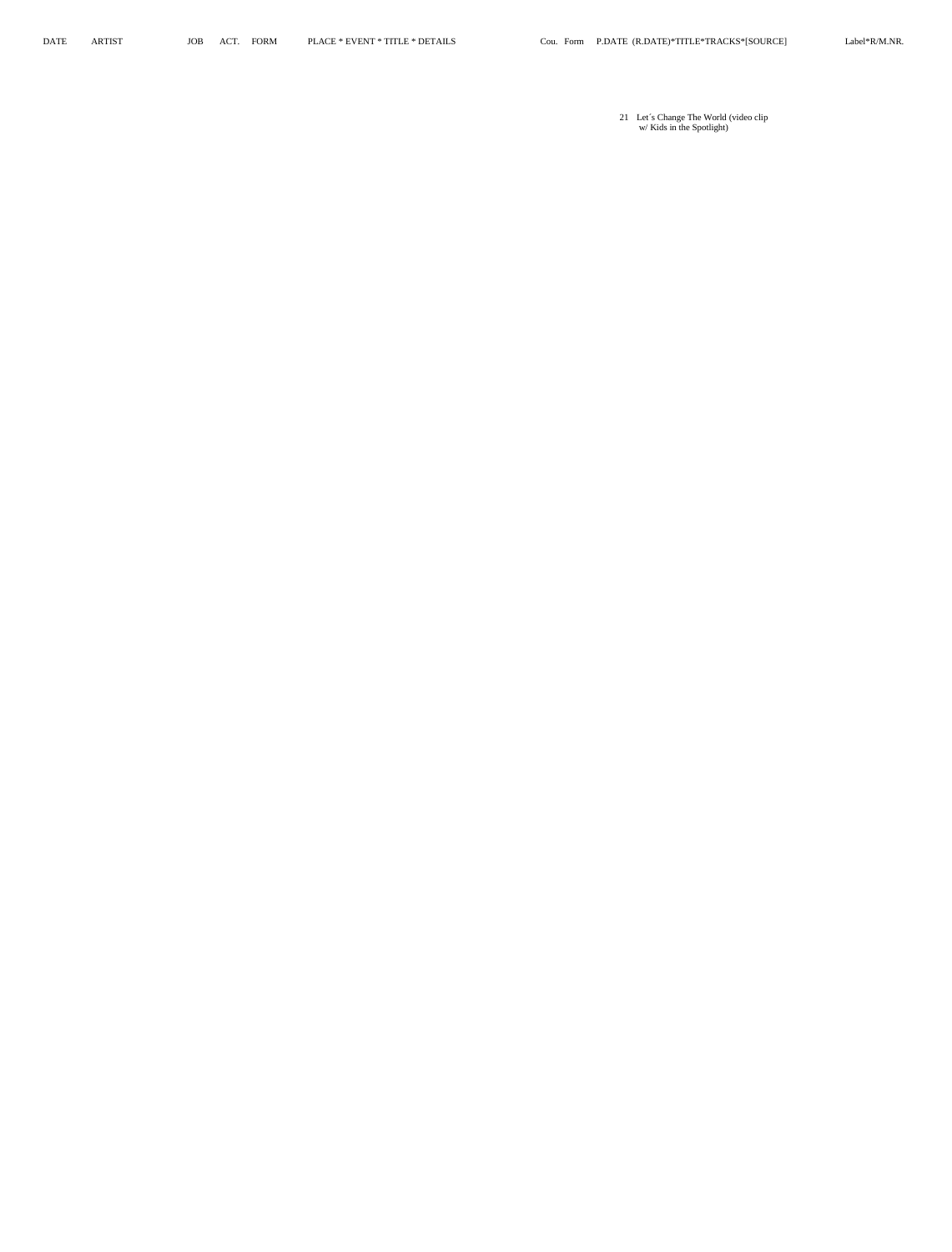| DATE | ARTIST | JOB | ACT. | FORM | PLACE * EVENT * TITLE * DETAILS | Cou. | Form | P.DATE (R.DATE)*TITLE*TRACKS*[SOURCE] | Label*R/M.NR. |
|---|---|---|---|---|---|---|---|---|---|
| | | | | | | | | 21 Let´s Change The World (video clip w/ Kids in the Spotlight) | |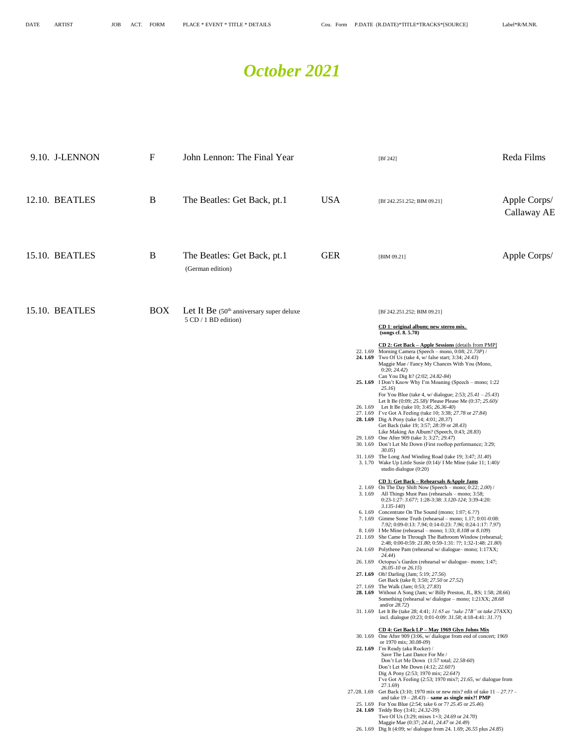# October 2021

| DATE | ARTIST | JOB | ACT. | FORM | PLACE * EVENT * TITLE * DETAILS | Cou. | Form | P.DATE (R.DATE)*TITLE*TRACKS*[SOURCE] | Label*R/M.NR. |
|---|---|---|---|---|---|---|---|---|---|
| 9.10. | J-LENNON | | | F | John Lennon: The Final Year | | | [Bf 242] | Reda Films |
| 12.10. | BEATLES | | | B | The Beatles: Get Back, pt.1 | USA | | [Bf 242.251.252; BIM 09.21] | Apple Corps/ Callaway AE |
| 15.10. | BEATLES | | | B | The Beatles: Get Back, pt.1 (German edition) | GER | | [BIM 09.21] | Apple Corps/ |
| 15.10. | BEATLES | | | BOX | Let It Be (50th anniversary super deluxe 5 CD / 1 BD edition) | | | [Bf 242.251.252; BIM 09.21] | |

**CD 1: original album; new stereo mix.**
**(songs cf. 8. 5.70)**

**CD 2: Get Back – Apple Sessions** (details from PMP)

22. 1.69 Morning Camera (Speech – mono, 0:08; *21.73P*) /
**24. 1.69** Two Of Us (take 4, w/ false start; 3:34; *24.43*)
Maggie Mae / Fancy My Chances With You (Mono, 0:20; *24.42*)
Can You Dig It? (2:02; *24.82-84*)
**25. 1.69** I Don't Know Why I'm Moaning (Speech – mono; 1:22 *25.16*)
For You Blue (take 4, w/ dialogue; 2:53; *25.41 – 25.43*)
Let It Be (0:09; *25.58*)/ Please Please Me (0:37; *25.60*)/
26. 1.69 Let It Be (take 10; 3:45; *26.36-40*)
27. 1.69 I've Got A Feeling (take 10; 3:38; *27.78* or *27.84*)
**28. 1.69** Dig A Pony (take 14; 4:01; *28.37*)
Get Back (take 19; 3:57; *28:39* or *28.43*)
Like Making An Album? (Speech, 0:43; *28.83*)
29. 1.69 One After 909 (take 3; 3:27; *29.47*)
30. 1.69 Don't Let Me Down (First rooftop performance; 3:29; *30.05*)
31. 1.69 The Long And Winding Road (take 19; 3:47; *31.40*)
3. 1.70 Wake Up Little Susie (0:14)/ I Me Mine (take 11; 1:40)/ studio dialogue (0:20)

**CD 3: Get Back – Rehearsals &Apple Jams**

2. 1.69 On The Day Shift Now (Speech – mono; 0:22; *2.00*) /
3. 1.69 All Things Must Pass (rehearsals – mono; 3:58; 0:23-1:27: *3.67?*; 1:28-3:38: *3.120-124*; 3:39-4:20: *3.135-140*)
6. 1.69 Concentrate On The Sound (mono; 1:07; *6.??*)
7. 1.69 Gimme Some Truth (rehearsal – mono; 1.17; 0:01-0:08: *7.92*; 0:09-0:13: *7.94*; 0:14-0:23: *7.96*; 0:24-1:17: *7.97*)
8. 1.69 I Me Mine (rehearsal – mono; 1:33; *8.108* or *8.109*)
21. 1.69 She Came In Through The Bathroom Window (rehearsal; 2:48; 0:00-0:59: *21.80*; 0:59-1:31: ??; 1:32-1:48: *21.80*)
24. 1.69 Polythene Pam (rehearsal w/ dialogue– mono; 1:17XX; *24.44*)
26. 1.69 Octopus's Garden (rehearsal w/ dialogue– mono; 1:47; *26.05-10* or *26.15*)
**27. 1.69** Oh! Darling (Jam; 5:19; *27.56*)
Get Back (take 8; 3:50; *27.50* or *27.52*)
27. 1.69 The Walk (Jam; 0:53; *27.83*)
**28. 1.69** Without A Song (Jam; w/ Billy Preston, JL, RS; 1:58; *28.66*)
Something (rehearsal w/ dialogue – mono; 1:21XX; *28.68* and/or *28.72*)
31. 1.69 Let It Be (take 28; 4:41; *31.65 as "take 27B"* or *take 27A*XX) incl. dialogue (0:23; 0:01-0:09: *31.58*; 4:18-4:41: *31.??*)

**CD 4: Get Back LP – May 1969 Glyn Johns Mix**

30. 1.69 One After 909 (3:06, w/ dialogue from end of concert; 1969 or 1970 mix; *30.08-09*)
**22. 1.69** I'm Ready (aka Rocker) /
Save The Last Dance For Me /
Don't Let Me Down (1:57 total; *22.58-60*)
Don't Let Me Down (4:12; *22.60?*)
Dig A Pony (2:53; 1970 mix; *22.64?*)
I've Got A Feeling (2:53; 1970 mix?; *21.65*, w/ dialogue from 27.1.69)
27./28. 1.69 Get Back (3:10; 1970 mix or new mix? edit of take 11 – *27.?? –* and take 19 – *28.43*) – **same as single mix?! PMP**
25. 1.69 For You Blue (2:54; take 6 or 7? *25.45* or *25.46*)
**24. 1.69** Teddy Boy (3:41; *24.32-39*)
Two Of Us (3:29; mixes 1+3; *24.69* or *24.70*)
Maggie Mae (0:37; *24.41*, *24.47* or *24.49*)
26. 1.69 Dig It (4:09; w/ dialogue from 24. 1.69; *26.55* plus *24.85*)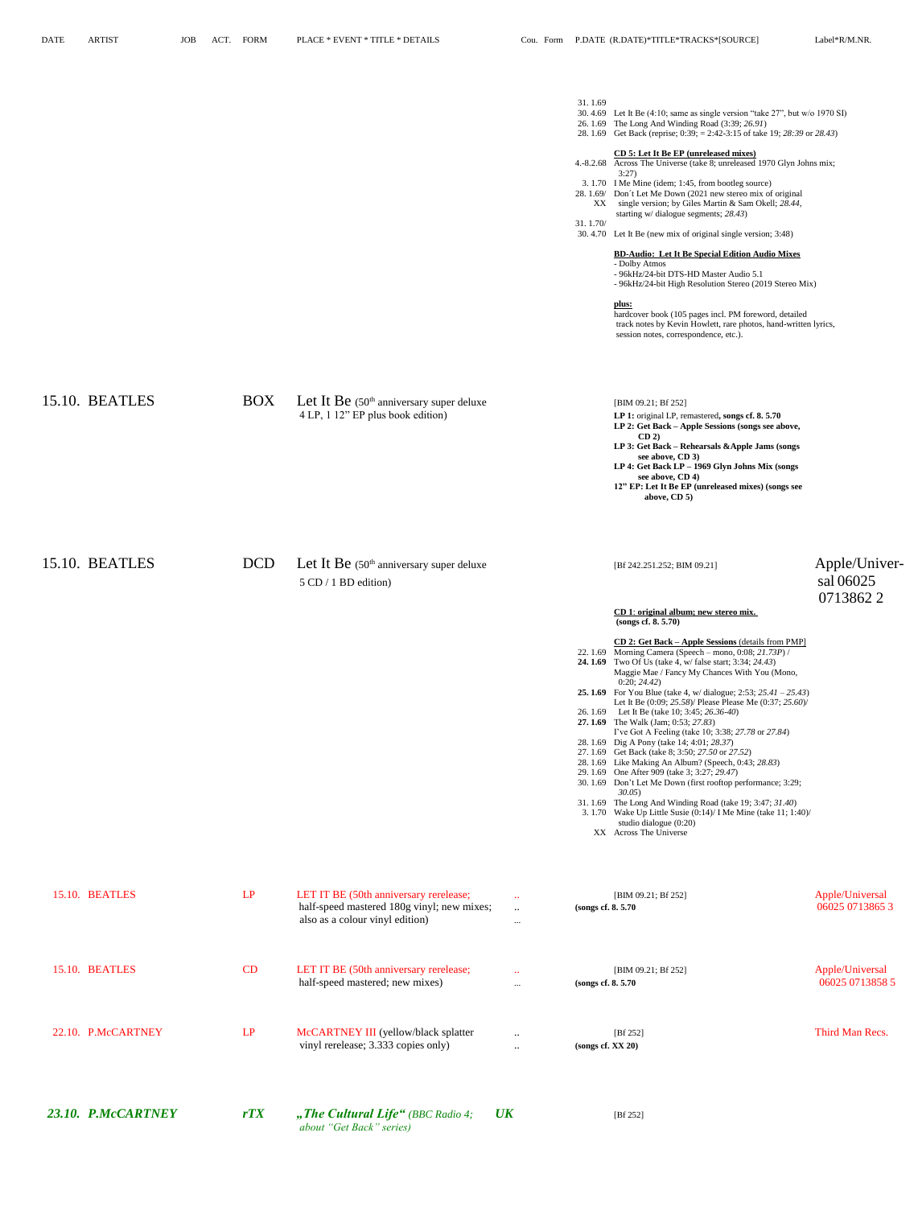| DATE | ARTIST | JOB | ACT. | FORM | PLACE * EVENT * TITLE * DETAILS | Cou. | Form | P.DATE (R.DATE)*TITLE*TRACKS*[SOURCE] | Label*R/M.NR. |
|---|---|---|---|---|---|---|---|---|---|
| | | | | | | | | 31. 1.69<br>30. 4.69 Let It Be (4:10; same as single version "take 27", but w/o 1970 SI)<br>26. 1.69 The Long And Winding Road (3:39; *26.91*)<br>28. 1.69 Get Back (reprise; 0:39; = 2:42-3:15 of take 19; *28:39* or *28.43*)<br><br>**CD 5: Let It Be EP (unreleased mixes)**<br>4.-8.2.68 Across The Universe (take 8; unreleased 1970 Glyn Johns mix; 3:27)<br>3. 1.70 I Me Mine (idem; 1:45, from bootleg source)<br>28. 1.69/ XX Don´t Let Me Down (2021 new stereo mix of original single version; by Giles Martin & Sam Okell; *28.44*, starting w/ dialogue segments; *28.43*)<br>31. 1.70/ 30. 4.70 Let It Be (new mix of original single version; 3:48)<br><br>**BD-Audio: Let It Be Special Edition Audio Mixes**<br>- Dolby Atmos<br>- 96kHz/24-bit DTS-HD Master Audio 5.1<br>- 96kHz/24-bit High Resolution Stereo (2019 Stereo Mix)<br><br>**plus:**<br>hardcover book (105 pages incl. PM foreword, detailed track notes by Kevin Howlett, rare photos, hand-written lyrics, session notes, correspondence, etc.). | |
| 15.10. | BEATLES | | | BOX | Let It Be (50[th] anniversary super deluxe 4 LP, 1 12" EP plus book edition) | | | [BIM 09.21; Bf 252]<br>**LP 1:** original LP, remastered**, songs cf. 8. 5.70**<br>**LP 2: Get Back – Apple Sessions (songs see above, CD 2)**<br>**LP 3: Get Back – Rehearsals &Apple Jams (songs see above, CD 3)**<br>**LP 4: Get Back LP – 1969 Glyn Johns Mix (songs see above, CD 4)**<br>**12" EP: Let It Be EP (unreleased mixes) (songs see above, CD 5)** | |
| 15.10. | BEATLES | | | DCD | Let It Be (50[th] anniversary super deluxe 5 CD / 1 BD edition) | | | [Bf 242.251.252; BIM 09.21]<br><br>**CD 1: original album; new stereo mix. (songs cf. 8. 5.70)**<br><br>**CD 2: Get Back – Apple Sessions** (details from PMP)<br>22. 1.69 Morning Camera (Speech – mono, 0:08; *21.73P*) /<br>**24. 1.69** Two Of Us (take 4, w/ false start; 3:34; *24.43*)<br>Maggie Mae / Fancy My Chances With You (Mono, 0:20; *24.42*)<br>**25. 1.69** For You Blue (take 4, w/ dialogue; 2:53; *25.41 – 25.43*)<br>Let It Be (0:09; *25.58*)/ Please Please Me (0:37; *25.60*)/<br>26. 1.69 Let It Be (take 10; 3:45; *26.36-40*)<br>**27. 1.69** The Walk (Jam; 0:53; *27.83*)<br>I've Got A Feeling (take 10; 3:38; *27.78* or *27.84*)<br>28. 1.69 Dig A Pony (take 14; 4:01; *28.37*)<br>27. 1.69 Get Back (take 8; 3:50; *27.50* or *27.52*)<br>28. 1.69 Like Making An Album? (Speech, 0:43; *28.83*)<br>29. 1.69 One After 909 (take 3; 3:27; *29.47*)<br>30. 1.69 Don't Let Me Down (first rooftop performance; 3:29; *30.05*)<br>31. 1.69 The Long And Winding Road (take 19; 3:47; *31.40*)<br>3. 1.70 Wake Up Little Susie (0:14)/ I Me Mine (take 11; 1:40)/ studio dialogue (0:20)<br>XX Across The Universe | Apple/Universal 06025 0713862 2 |
| 15.10. | BEATLES | | | LP | LET IT BE (50th anniversary rerelease; half-speed mastered 180g vinyl; new mixes; also as a colour vinyl edition) | ..<br>..<br>... | | [BIM 09.21; Bf 252]<br>**(songs cf. 8. 5.70** | Apple/Universal 06025 0713865 3 |
| 15.10. | BEATLES | | | CD | LET IT BE (50th anniversary rerelease; half-speed mastered; new mixes) | ..<br>... | | [BIM 09.21; Bf 252]<br>**(songs cf. 8. 5.70** | Apple/Universal 06025 0713858 5 |
| 22.10. | P.McCARTNEY | | | LP | McCARTNEY III (yellow/black splatter vinyl rerelease; 3.333 copies only) | ..<br>.. | | [Bf 252]<br>**(songs cf. XX 20)** | Third Man Recs. |
| ***23.10.*** | ***P.McCARTNEY*** | | | ***rTX*** | ***„The Cultural Life“*** *(BBC Radio 4; about "Get Back" series)* | ***UK*** | | [Bf 252] | |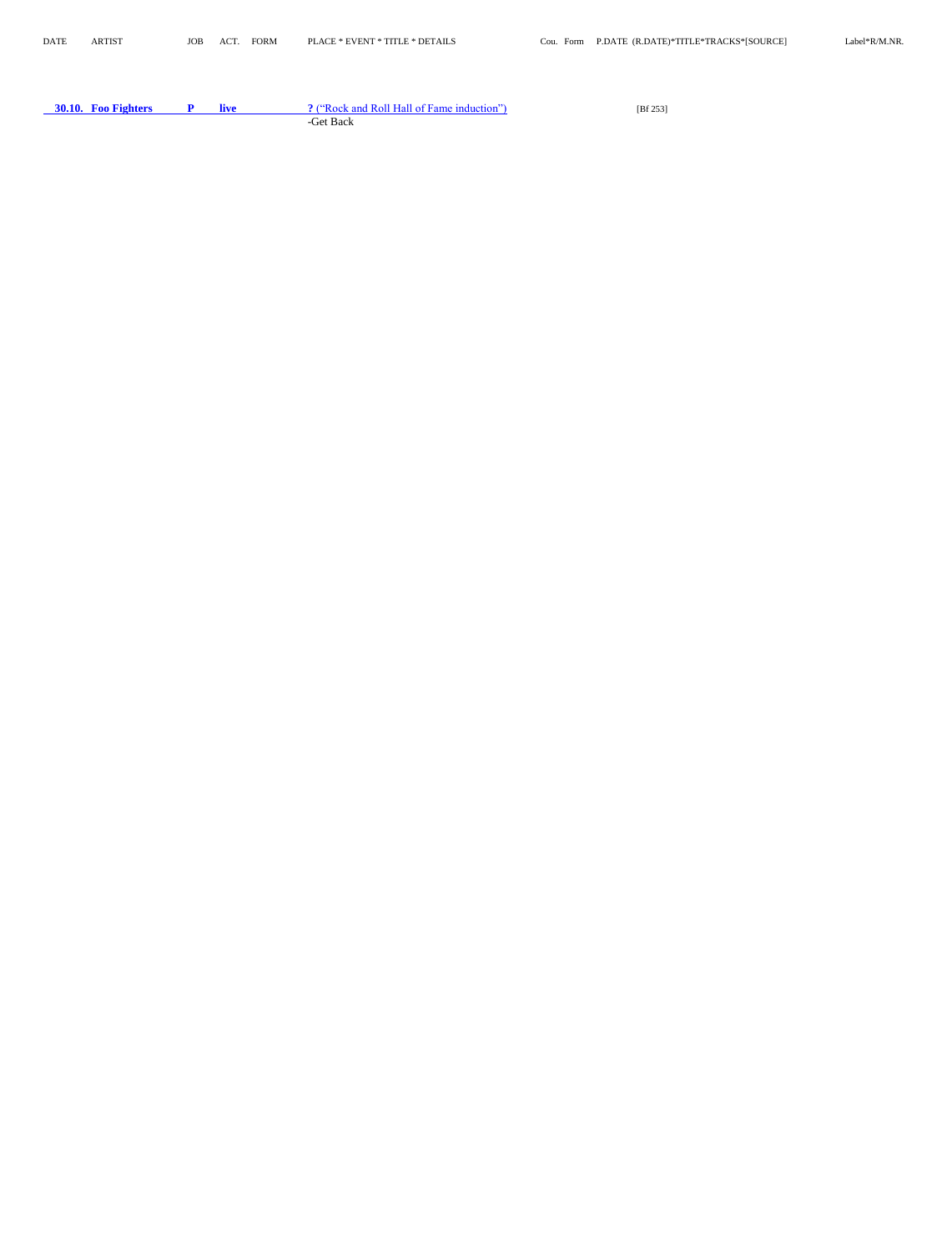| DATE | ARTIST | JOB | ACT. | FORM | PLACE * EVENT * TITLE * DETAILS | Cou. | Form | P.DATE (R.DATE)*TITLE*TRACKS*[SOURCE] | Label*R/M.NR. |
|---|---|---|---|---|---|---|---|---|---|
| **30.10.** | **Foo Fighters** | **P** | **live** | | **?** ("Rock and Roll Hall of Fame induction")<br>-Get Back | | | [Bf 253] | |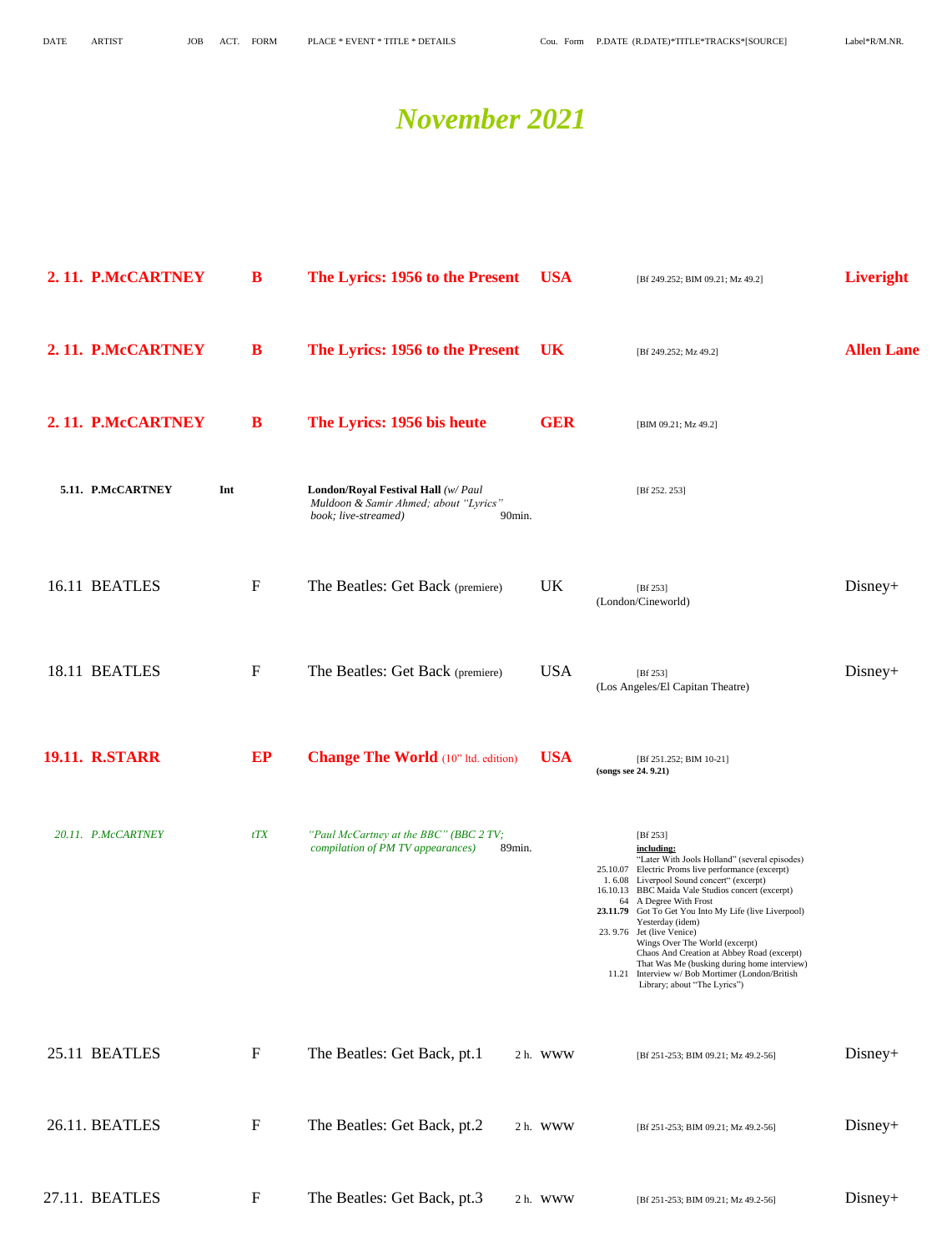| DATE | ARTIST | JOB | ACT. | FORM | PLACE * EVENT * TITLE * DETAILS | Cou. | Form | P.DATE (R.DATE)*TITLE*TRACKS*[SOURCE] | Label*R/M.NR. |
|---|---|---|---|---|---|---|---|---|---|

# November 2021

| DATE | ARTIST | JOB | ACT. | FORM | PLACE * EVENT * TITLE * DETAILS | Cou. | Form | P.DATE (R.DATE)*TITLE*TRACKS*[SOURCE] | Label*R/M.NR. |
|---|---|---|---|---|---|---|---|---|---|
| **2. 11.** | **P.McCARTNEY** | | | **B** | **The Lyrics: 1956 to the Present** | **USA** | | [Bf 249.252; BIM 09.21; Mz 49.2] | **Liveright** |
| **2. 11.** | **P.McCARTNEY** | | | **B** | **The Lyrics: 1956 to the Present** | **UK** | | [Bf 249.252; Mz 49.2] | **Allen Lane** |
| **2. 11.** | **P.McCARTNEY** | | | **B** | **The Lyrics: 1956 bis heute** | **GER** | | [BIM 09.21; Mz 49.2] | |
| **5.11.** | **P.McCARTNEY** | **Int** | | | **London/Royal Festival Hall** *(w/ Paul Muldoon & Samir Ahmed; about "Lyrics" book; live-streamed)* 90min. | | | [Bf 252. 253] | |
| 16.11 | BEATLES | | | F | The Beatles: Get Back (premiere) | UK | | [Bf 253] (London/Cineworld) | Disney+ |
| 18.11 | BEATLES | | | F | The Beatles: Get Back (premiere) | USA | | [Bf 253] (Los Angeles/El Capitan Theatre) | Disney+ |
| **19.11.** | **R.STARR** | | | **EP** | **Change The World** (10" ltd. edition) | **USA** | | [Bf 251.252; BIM 10-21] **(songs see 24. 9.21)** | |
| *20.11.* | *P.McCARTNEY* | | | *tTX* | *"Paul McCartney at the BBC" (BBC 2 TV; compilation of PM TV appearances)* 89min. | | | [Bf 253] **including:** "Later With Jools Holland" (several episodes); 25.10.07 Electric Proms live performance (excerpt); 1. 6.08 Liverpool Sound concert" (excerpt); 16.10.13 BBC Maida Vale Studios concert (excerpt); 64 A Degree With Frost; **23.11.79** Got To Get You Into My Life (live Liverpool); Yesterday (idem); 23. 9.76 Jet (live Venice); Wings Over The World (excerpt); Chaos And Creation at Abbey Road (excerpt); That Was Me (busking during home interview); 11.21 Interview w/ Bob Mortimer (London/British Library; about "The Lyrics") | |
| 25.11 | BEATLES | | | F | The Beatles: Get Back, pt.1 2 h. | www | | [Bf 251-253; BIM 09.21; Mz 49.2-56] | Disney+ |
| 26.11. | BEATLES | | | F | The Beatles: Get Back, pt.2 2 h. | www | | [Bf 251-253; BIM 09.21; Mz 49.2-56] | Disney+ |
| 27.11. | BEATLES | | | F | The Beatles: Get Back, pt.3 2 h. | www | | [Bf 251-253; BIM 09.21; Mz 49.2-56] | Disney+ |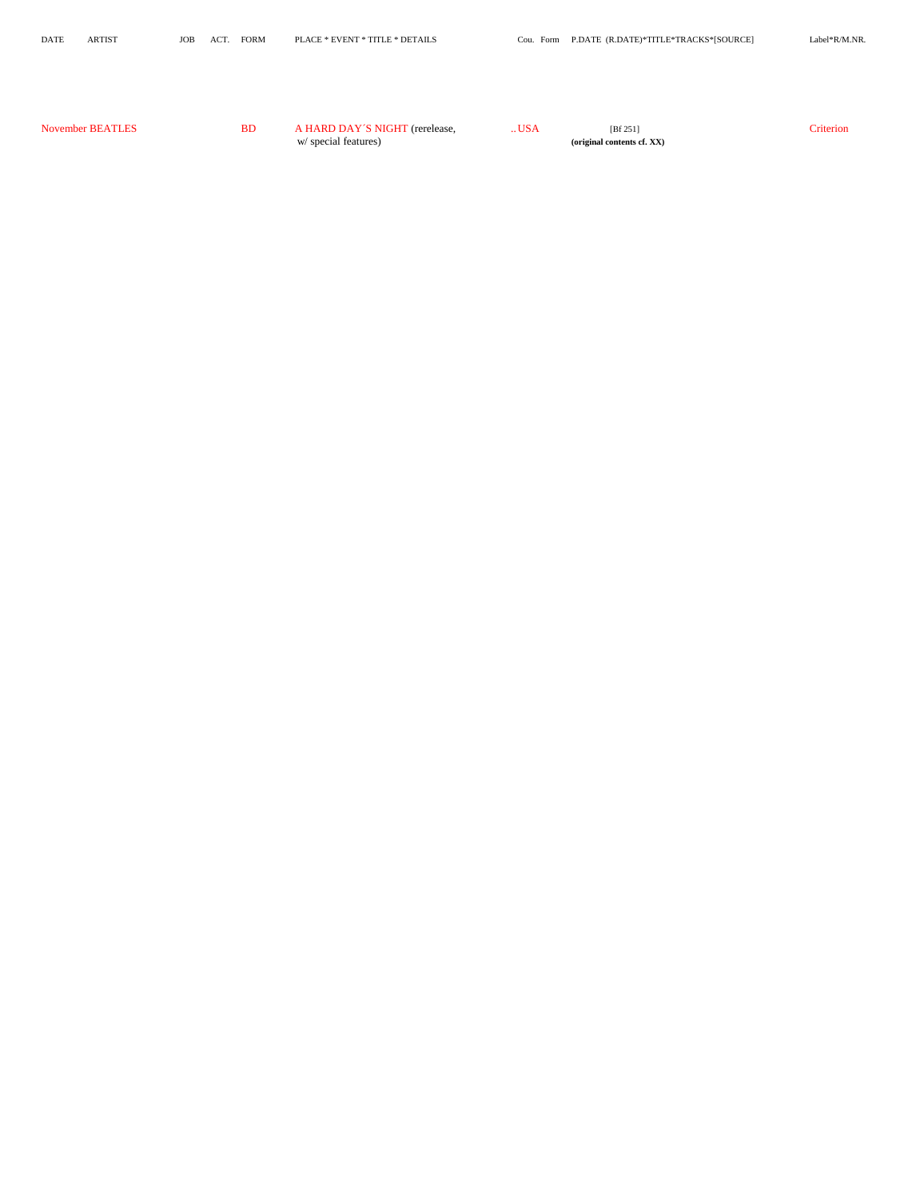| DATE | ARTIST | JOB | ACT. | FORM | PLACE * EVENT * TITLE * DETAILS | Cou. | Form | P.DATE (R.DATE)*TITLE*TRACKS*[SOURCE] | Label*R/M.NR. |
|---|---|---|---|---|---|---|---|---|---|
| November | BEATLES | | | BD | A HARD DAY´S NIGHT (rerelease, w/ special features) | ..USA | | [Bf 251] **(original contents cf. XX)** | Criterion |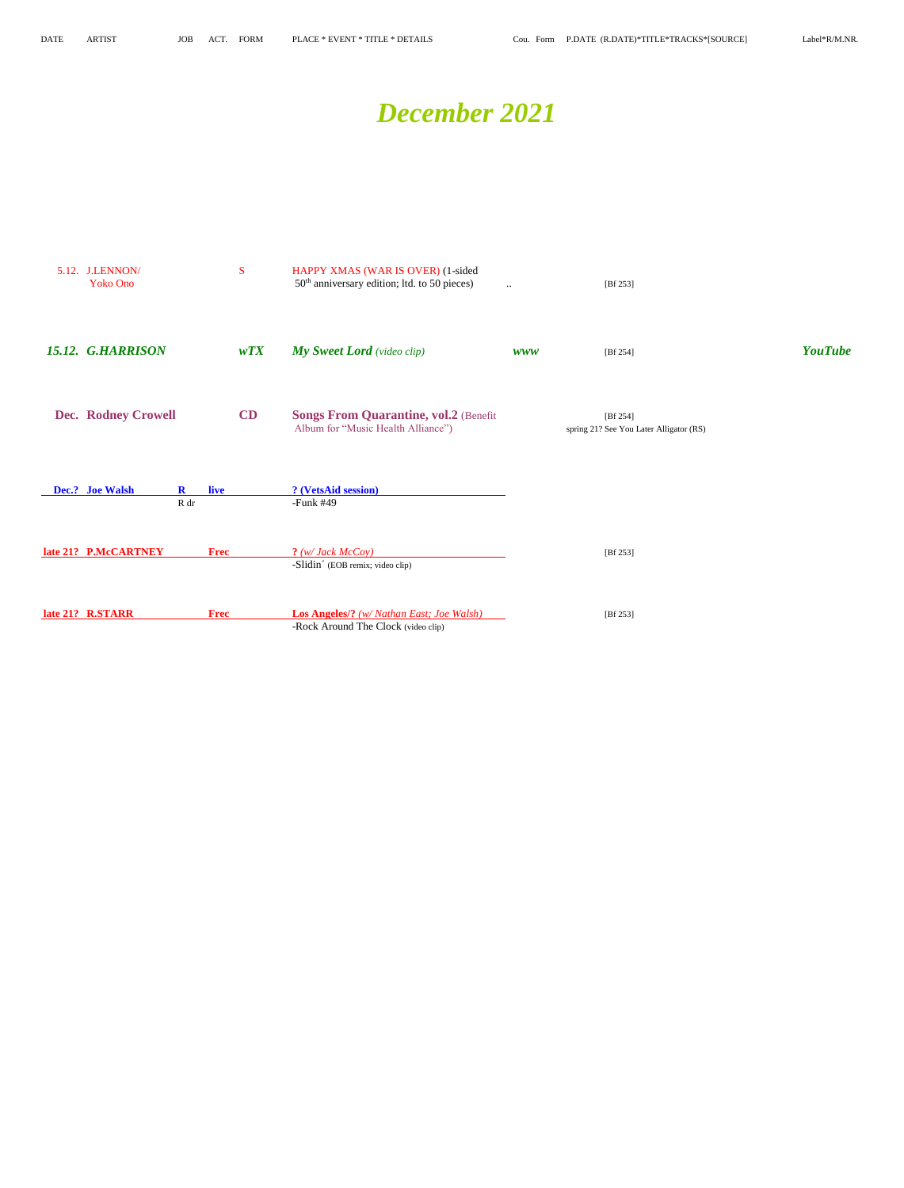# December 2021

| DATE | ARTIST | JOB | ACT. | FORM | PLACE * EVENT * TITLE * DETAILS | Cou. | Form | P.DATE (R.DATE)*TITLE*TRACKS*[SOURCE] | Label*R/M.NR. |
|---|---|---|---|---|---|---|---|---|---|
| 5.12. | J.LENNON/ Yoko Ono | | | S | HAPPY XMAS (WAR IS OVER) (1-sided 50th anniversary edition; ltd. to 50 pieces) | .. | | [Bf 253] | |
| ***15.12.*** | ***G.HARRISON*** | | | ***wTX*** | ***My Sweet Lord** (video clip)* | ***www*** | | [Bf 254] | ***YouTube*** |
| **Dec.** | **Rodney Crowell** | | | **CD** | **Songs From Quarantine, vol.2** (Benefit Album for "Music Health Alliance") | | | [Bf 254] spring 21? See You Later Alligator (RS) | |
| **Dec.?** | **Joe Walsh** | **R** | **live** | | **? (VetsAid session)** | | | | |
| | | R dr | | | -Funk #49 | | | | |
| **late 21?** | **P.McCARTNEY** | | **Frec** | | **?** *(w/ Jack McCoy)* | | | [Bf 253] | |
| | | | | | -Slidin´ (EOB remix; video clip) | | | | |
| **late 21?** | **R.STARR** | | **Frec** | | **Los Angeles/?** *(w/ Nathan East; Joe Walsh)* | | | [Bf 253] | |
| | | | | | -Rock Around The Clock (video clip) | | | | |